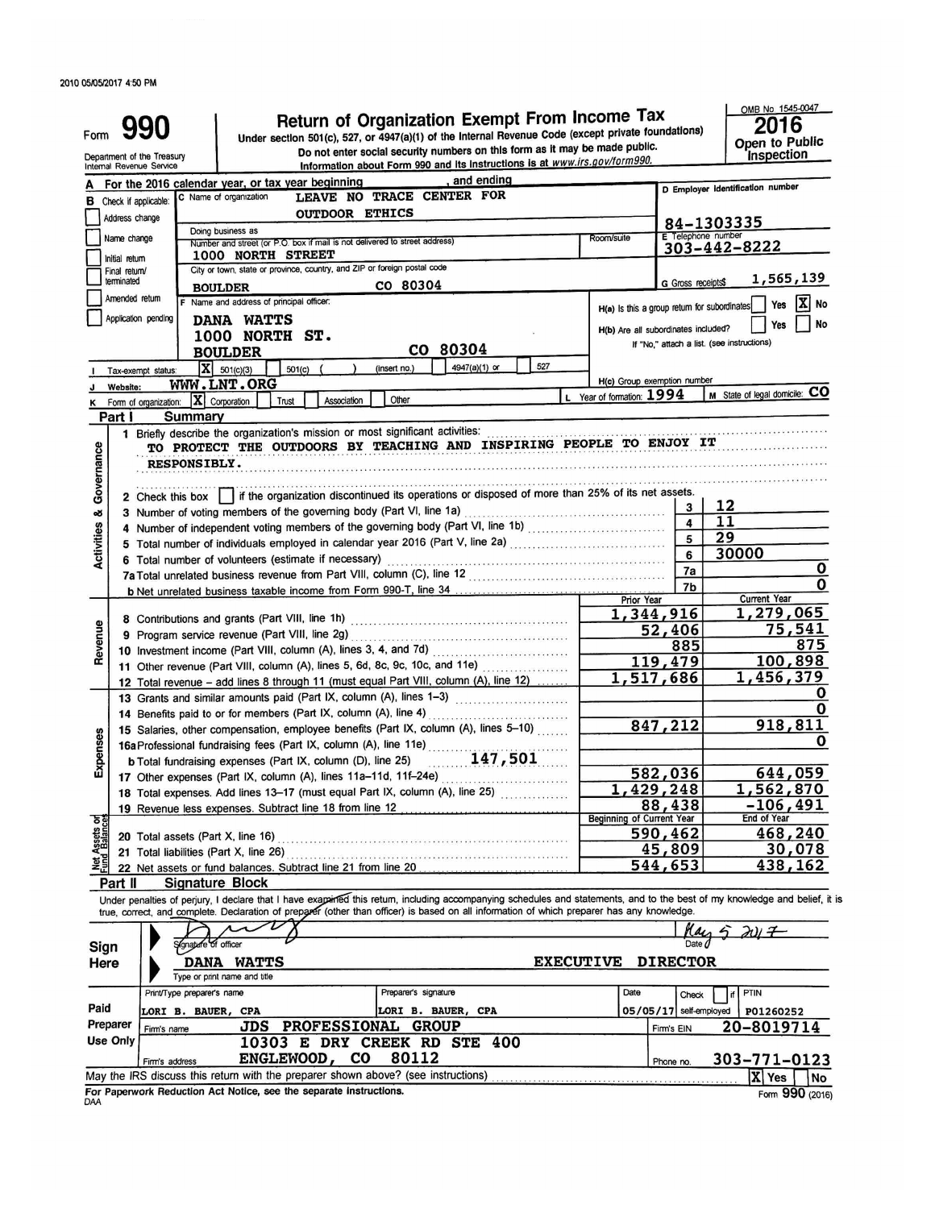2010 05/05/2017 4:50 PM

# Form 990 — Return of Organization Exempt From Income Tax

Under section 501(c), 527, or 4947(a)(1) of the Internal Revenue Code (except private foundations)

Do not enter social security numbers on this form as it may be made public.

Information about Form 990 and its instructions is at *www.irs.gov/form990.*

Department of the Treasury
Internal Revenue Service

OMB No. 1545-0047

**2016**

**Open to Public Inspection**

**A** For the 2016 calendar year, or tax year beginning , and ending

**B** Check if applicable:
- Address change
- Name change
- Initial return
- Final return/terminated
- Amended return
- Application pending

**C** Name of organization: LEAVE NO TRACE CENTER FOR OUTDOOR ETHICS

Doing business as

Number and street (or P.O. box if mail is not delivered to street address): 1000 NORTH STREET

Room/suite

City or town, state or province, country, and ZIP or foreign postal code: BOULDER CO 80304

**D** Employer identification number: 84-1303335

**E** Telephone number: 303-442-8222

**G** Gross receipts $ 1,565,139

**F** Name and address of principal officer: DANA WATTS, 1000 NORTH ST., BOULDER CO 80304

**H(a)** Is this a group return for subordinates? Yes [ ] No [X]

**H(b)** Are all subordinates included? Yes [ ] No [ ]
If "No," attach a list. (see instructions)

**H(c)** Group exemption number

**I** Tax-exempt status: [X] 501(c)(3) [ ] 501(c) ( ) (insert no.) [ ] 4947(a)(1) or [ ] 527

**J** Website: WWW.LNT.ORG

**K** Form of organization: [X] Corporation [ ] Trust [ ] Association [ ] Other

**L** Year of formation: 1994

**M** State of legal domicile: CO

## Part I Summary

### Activities & Governance

1 Briefly describe the organization's mission or most significant activities:
TO PROTECT THE OUTDOORS BY TEACHING AND INSPIRING PEOPLE TO ENJOY IT RESPONSIBLY.

2 Check this box [ ] if the organization discontinued its operations or disposed of more than 25% of its net assets.

| | | |
|---|---|---|
| 3 Number of voting members of the governing body (Part VI, line 1a) | 3 | 12 |
| 4 Number of independent voting members of the governing body (Part VI, line 1b) | 4 | 11 |
| 5 Total number of individuals employed in calendar year 2016 (Part V, line 2a) | 5 | 29 |
| 6 Total number of volunteers (estimate if necessary) | 6 | 30000 |
| 7a Total unrelated business revenue from Part VIII, column (C), line 12 | 7a | 0 |
| b Net unrelated business taxable income from Form 990-T, line 34 | 7b | 0 |

### Revenue / Expenses

| | Prior Year | Current Year |
|---|---|---|
| 8 Contributions and grants (Part VIII, line 1h) | 1,344,916 | 1,279,065 |
| 9 Program service revenue (Part VIII, line 2g) | 52,406 | 75,541 |
| 10 Investment income (Part VIII, column (A), lines 3, 4, and 7d) | 885 | 875 |
| 11 Other revenue (Part VIII, column (A), lines 5, 6d, 8c, 9c, 10c, and 11e) | 119,479 | 100,898 |
| 12 Total revenue – add lines 8 through 11 (must equal Part VIII, column (A), line 12) | 1,517,686 | 1,456,379 |
| 13 Grants and similar amounts paid (Part IX, column (A), lines 1–3) | | 0 |
| 14 Benefits paid to or for members (Part IX, column (A), line 4) | | 0 |
| 15 Salaries, other compensation, employee benefits (Part IX, column (A), lines 5–10) | 847,212 | 918,811 |
| 16a Professional fundraising fees (Part IX, column (A), line 11e) | | 0 |
| b Total fundraising expenses (Part IX, column (D), line 25) 147,501 | | |
| 17 Other expenses (Part IX, column (A), lines 11a–11d, 11f–24e) | 582,036 | 644,059 |
| 18 Total expenses. Add lines 13–17 (must equal Part IX, column (A), line 25) | 1,429,248 | 1,562,870 |
| 19 Revenue less expenses. Subtract line 18 from line 12 | 88,438 | -106,491 |

### Net Assets or Fund Balances

| | Beginning of Current Year | End of Year |
|---|---|---|
| 20 Total assets (Part X, line 16) | 590,462 | 468,240 |
| 21 Total liabilities (Part X, line 26) | 45,809 | 30,078 |
| 22 Net assets or fund balances. Subtract line 21 from line 20 | 544,653 | 438,162 |

## Part II Signature Block

Under penalties of perjury, I declare that I have examined this return, including accompanying schedules and statements, and to the best of my knowledge and belief, it is true, correct, and complete. Declaration of preparer (other than officer) is based on all information of which preparer has any knowledge.

**Sign Here**

Signature of officer — Date: May 5 2017

DANA WATTS — EXECUTIVE DIRECTOR
Type or print name and title

**Paid Preparer Use Only**

| Print/Type preparer's name | Preparer's signature | Date | Check [ ] if self-employed | PTIN |
|---|---|---|---|---|
| LORI B. BAUER, CPA | LORI B. BAUER, CPA | 05/05/17 | | P01260252 |

Firm's name: JDS PROFESSIONAL GROUP — Firm's EIN: 20-8019714

Firm's address: 10303 E DRY CREEK RD STE 400, ENGLEWOOD, CO 80112 — Phone no. 303-771-0123

May the IRS discuss this return with the preparer shown above? (see instructions) [X] Yes [ ] No

For Paperwork Reduction Act Notice, see the separate instructions.

DAA — Form **990** (2016)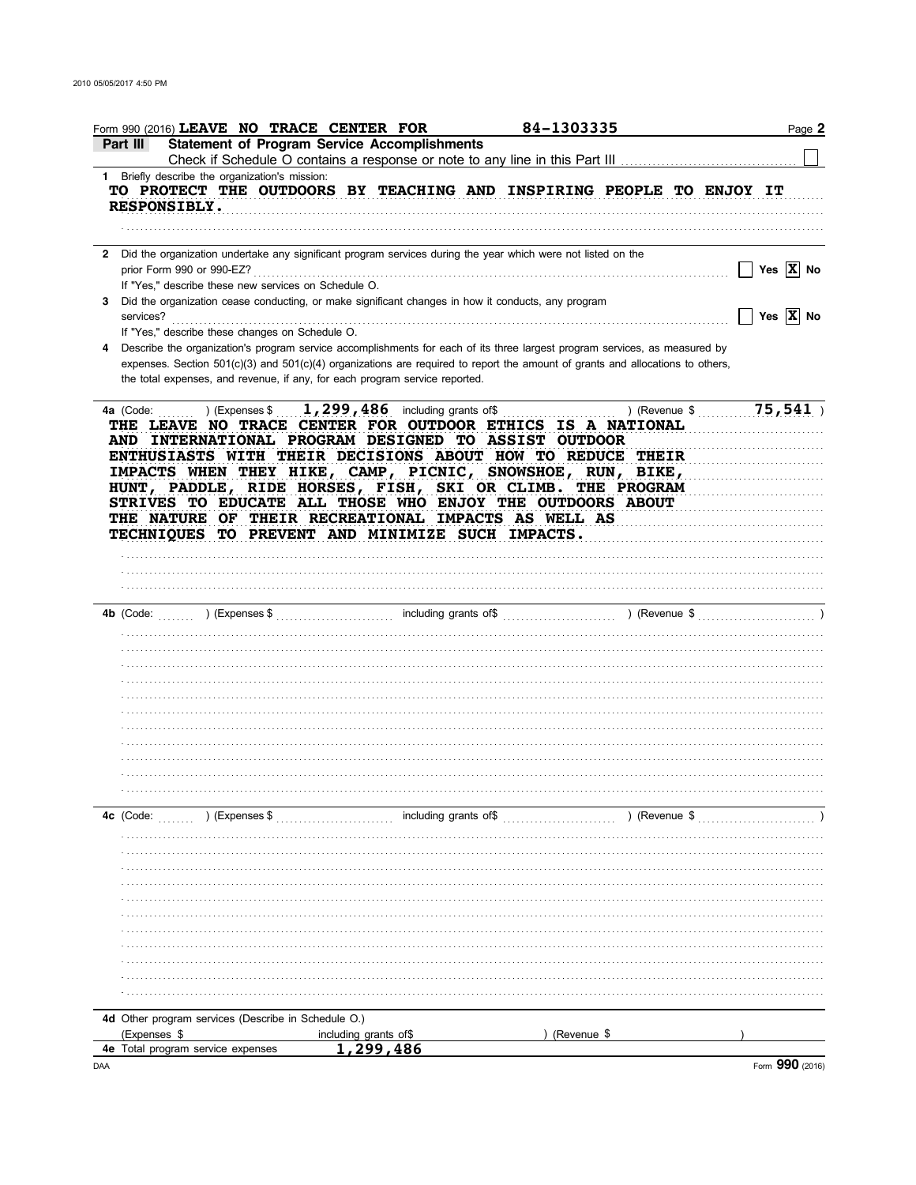Form 990 (2016) LEAVE NO TRACE CENTER FOR 84-1303335 Page **2**

**Part III** **Statement of Program Service Accomplishments**

Check if Schedule O contains a response or note to any line in this Part III ☐

**1** Briefly describe the organization's mission:

TO PROTECT THE OUTDOORS BY TEACHING AND INSPIRING PEOPLE TO ENJOY IT RESPONSIBLY.

**2** Did the organization undertake any significant program services during the year which were not listed on the prior Form 990 or 990-EZ? ☐ Yes ☒ No

If "Yes," describe these new services on Schedule O.

**3** Did the organization cease conducting, or make significant changes in how it conducts, any program services? ☐ Yes ☒ No

If "Yes," describe these changes on Schedule O.

**4** Describe the organization's program service accomplishments for each of its three largest program services, as measured by expenses. Section 501(c)(3) and 501(c)(4) organizations are required to report the amount of grants and allocations to others, the total expenses, and revenue, if any, for each program service reported.

**4a** (Code: ) (Expenses $ 1,299,486 including grants of$ ) (Revenue $ 75,541 )

THE LEAVE NO TRACE CENTER FOR OUTDOOR ETHICS IS A NATIONAL AND INTERNATIONAL PROGRAM DESIGNED TO ASSIST OUTDOOR ENTHUSIASTS WITH THEIR DECISIONS ABOUT HOW TO REDUCE THEIR IMPACTS WHEN THEY HIKE, CAMP, PICNIC, SNOWSHOE, RUN, BIKE, HUNT, PADDLE, RIDE HORSES, FISH, SKI OR CLIMB. THE PROGRAM STRIVES TO EDUCATE ALL THOSE WHO ENJOY THE OUTDOORS ABOUT THE NATURE OF THEIR RECREATIONAL IMPACTS AS WELL AS TECHNIQUES TO PREVENT AND MINIMIZE SUCH IMPACTS.

**4b** (Code: ) (Expenses $ including grants of$ ) (Revenue $ )

**4c** (Code: ) (Expenses $ including grants of$ ) (Revenue $ )

**4d** Other program services (Describe in Schedule O.)

(Expenses $ including grants of$ ) (Revenue $ )

**4e** Total program service expenses 1,299,486

DAA Form **990** (2016)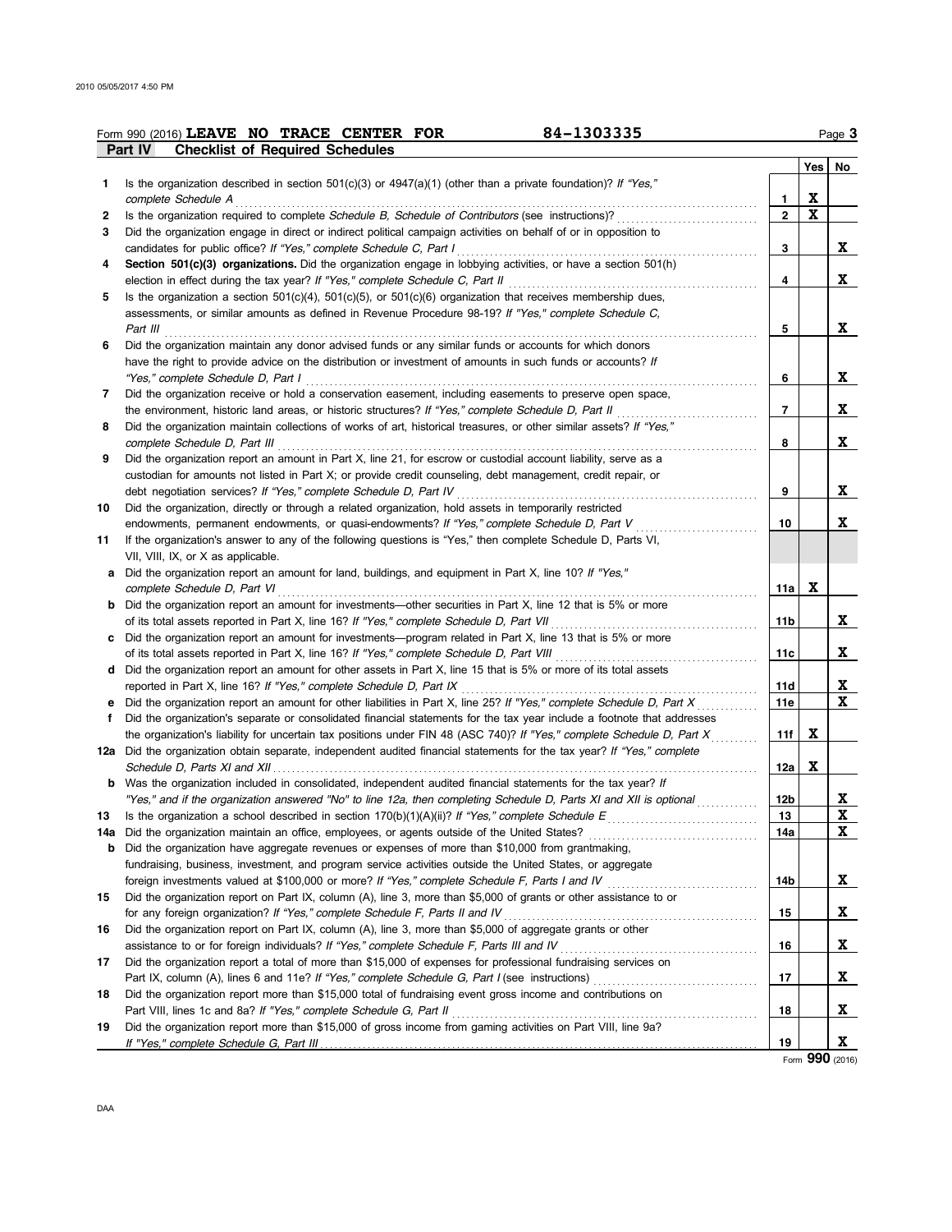Form 990 (2016) **LEAVE NO TRACE CENTER FOR** 84-1303335 Page **3**

**Part IV Checklist of Required Schedules**

| | | | Yes | No |
|---|---|---|---|---|
| 1 | Is the organization described in section 501(c)(3) or 4947(a)(1) (other than a private foundation)? *If "Yes," complete Schedule A* | 1 | X | |
| 2 | Is the organization required to complete *Schedule B, Schedule of Contributors* (see instructions)? | 2 | X | |
| 3 | Did the organization engage in direct or indirect political campaign activities on behalf of or in opposition to candidates for public office? *If "Yes," complete Schedule C, Part I* | 3 | | X |
| 4 | **Section 501(c)(3) organizations.** Did the organization engage in lobbying activities, or have a section 501(h) election in effect during the tax year? *If "Yes," complete Schedule C, Part II* | 4 | | X |
| 5 | Is the organization a section 501(c)(4), 501(c)(5), or 501(c)(6) organization that receives membership dues, assessments, or similar amounts as defined in Revenue Procedure 98-19? *If "Yes," complete Schedule C, Part III* | 5 | | X |
| 6 | Did the organization maintain any donor advised funds or any similar funds or accounts for which donors have the right to provide advice on the distribution or investment of amounts in such funds or accounts? *If "Yes," complete Schedule D, Part I* | 6 | | X |
| 7 | Did the organization receive or hold a conservation easement, including easements to preserve open space, the environment, historic land areas, or historic structures? *If "Yes," complete Schedule D, Part II* | 7 | | X |
| 8 | Did the organization maintain collections of works of art, historical treasures, or other similar assets? *If "Yes," complete Schedule D, Part III* | 8 | | X |
| 9 | Did the organization report an amount in Part X, line 21, for escrow or custodial account liability, serve as a custodian for amounts not listed in Part X; or provide credit counseling, debt management, credit repair, or debt negotiation services? *If "Yes," complete Schedule D, Part IV* | 9 | | X |
| 10 | Did the organization, directly or through a related organization, hold assets in temporarily restricted endowments, permanent endowments, or quasi-endowments? *If "Yes," complete Schedule D, Part V* | 10 | | X |
| 11 | If the organization's answer to any of the following questions is "Yes," then complete Schedule D, Parts VI, VII, VIII, IX, or X as applicable. | | | |
| a | Did the organization report an amount for land, buildings, and equipment in Part X, line 10? *If "Yes," complete Schedule D, Part VI* | 11a | X | |
| b | Did the organization report an amount for investments—other securities in Part X, line 12 that is 5% or more of its total assets reported in Part X, line 16? *If "Yes," complete Schedule D, Part VII* | 11b | | X |
| c | Did the organization report an amount for investments—program related in Part X, line 13 that is 5% or more of its total assets reported in Part X, line 16? *If "Yes," complete Schedule D, Part VIII* | 11c | | X |
| d | Did the organization report an amount for other assets in Part X, line 15 that is 5% or more of its total assets reported in Part X, line 16? *If "Yes," complete Schedule D, Part IX* | 11d | | X |
| e | Did the organization report an amount for other liabilities in Part X, line 25? *If "Yes," complete Schedule D, Part X* | 11e | | X |
| f | Did the organization's separate or consolidated financial statements for the tax year include a footnote that addresses the organization's liability for uncertain tax positions under FIN 48 (ASC 740)? *If "Yes," complete Schedule D, Part X* | 11f | X | |
| 12a | Did the organization obtain separate, independent audited financial statements for the tax year? *If "Yes," complete Schedule D, Parts XI and XII* | 12a | X | |
| b | Was the organization included in consolidated, independent audited financial statements for the tax year? *If "Yes," and if the organization answered "No" to line 12a, then completing Schedule D, Parts XI and XII is optional* | 12b | | X |
| 13 | Is the organization a school described in section 170(b)(1)(A)(ii)? *If "Yes," complete Schedule E* | 13 | | X |
| 14a | Did the organization maintain an office, employees, or agents outside of the United States? | 14a | | X |
| b | Did the organization have aggregate revenues or expenses of more than $10,000 from grantmaking, fundraising, business, investment, and program service activities outside the United States, or aggregate foreign investments valued at $100,000 or more? *If "Yes," complete Schedule F, Parts I and IV* | 14b | | X |
| 15 | Did the organization report on Part IX, column (A), line 3, more than $5,000 of grants or other assistance to or for any foreign organization? *If "Yes," complete Schedule F, Parts II and IV* | 15 | | X |
| 16 | Did the organization report on Part IX, column (A), line 3, more than $5,000 of aggregate grants or other assistance to or for foreign individuals? *If "Yes," complete Schedule F, Parts III and IV* | 16 | | X |
| 17 | Did the organization report a total of more than $15,000 of expenses for professional fundraising services on Part IX, column (A), lines 6 and 11e? *If "Yes," complete Schedule G, Part I* (see instructions) | 17 | | X |
| 18 | Did the organization report more than $15,000 total of fundraising event gross income and contributions on Part VIII, lines 1c and 8a? *If "Yes," complete Schedule G, Part II* | 18 | | X |
| 19 | Did the organization report more than $15,000 of gross income from gaming activities on Part VIII, line 9a? *If "Yes," complete Schedule G, Part III* | 19 | | X |

Form **990** (2016)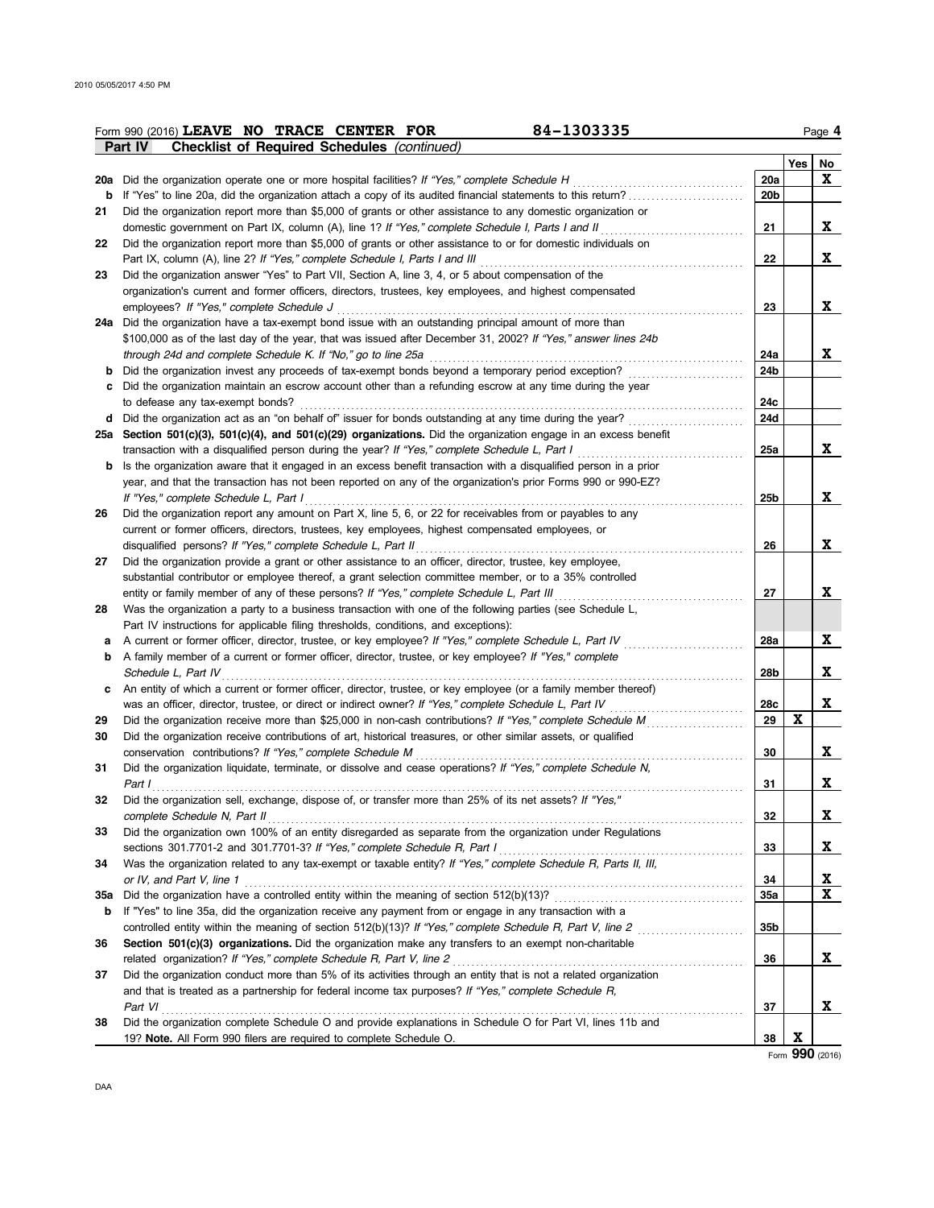Form 990 (2016) **LEAVE NO TRACE CENTER FOR** 84-1303335

**Part IV Checklist of Required Schedules** *(continued)*

| | | | Yes | No |
|---|---|---|---|---|
| **20a** | Did the organization operate one or more hospital facilities? *If "Yes," complete Schedule H* | 20a | | X |
| **b** | If "Yes" to line 20a, did the organization attach a copy of its audited financial statements to this return? | 20b | | |
| **21** | Did the organization report more than $5,000 of grants or other assistance to any domestic organization or domestic government on Part IX, column (A), line 1? *If "Yes," complete Schedule I, Parts I and II* | 21 | | X |
| **22** | Did the organization report more than $5,000 of grants or other assistance to or for domestic individuals on Part IX, column (A), line 2? *If "Yes," complete Schedule I, Parts I and III* | 22 | | X |
| **23** | Did the organization answer "Yes" to Part VII, Section A, line 3, 4, or 5 about compensation of the organization's current and former officers, directors, trustees, key employees, and highest compensated employees? *If "Yes," complete Schedule J* | 23 | | X |
| **24a** | Did the organization have a tax-exempt bond issue with an outstanding principal amount of more than $100,000 as of the last day of the year, that was issued after December 31, 2002? *If "Yes," answer lines 24b through 24d and complete Schedule K. If "No," go to line 25a* | 24a | | X |
| **b** | Did the organization invest any proceeds of tax-exempt bonds beyond a temporary period exception? | 24b | | |
| **c** | Did the organization maintain an escrow account other than a refunding escrow at any time during the year to defease any tax-exempt bonds? | 24c | | |
| **d** | Did the organization act as an "on behalf of" issuer for bonds outstanding at any time during the year? | 24d | | |
| **25a** | **Section 501(c)(3), 501(c)(4), and 501(c)(29) organizations.** Did the organization engage in an excess benefit transaction with a disqualified person during the year? *If "Yes," complete Schedule L, Part I* | 25a | | X |
| **b** | Is the organization aware that it engaged in an excess benefit transaction with a disqualified person in a prior year, and that the transaction has not been reported on any of the organization's prior Forms 990 or 990-EZ? *If "Yes," complete Schedule L, Part I* | 25b | | X |
| **26** | Did the organization report any amount on Part X, line 5, 6, or 22 for receivables from or payables to any current or former officers, directors, trustees, key employees, highest compensated employees, or disqualified persons? *If "Yes," complete Schedule L, Part II* | 26 | | X |
| **27** | Did the organization provide a grant or other assistance to an officer, director, trustee, key employee, substantial contributor or employee thereof, a grant selection committee member, or to a 35% controlled entity or family member of any of these persons? *If "Yes," complete Schedule L, Part III* | 27 | | X |
| **28** | Was the organization a party to a business transaction with one of the following parties (see Schedule L, Part IV instructions for applicable filing thresholds, conditions, and exceptions): | | | |
| **a** | A current or former officer, director, trustee, or key employee? *If "Yes," complete Schedule L, Part IV* | 28a | | X |
| **b** | A family member of a current or former officer, director, trustee, or key employee? *If "Yes," complete Schedule L, Part IV* | 28b | | X |
| **c** | An entity of which a current or former officer, director, trustee, or key employee (or a family member thereof) was an officer, director, trustee, or direct or indirect owner? *If "Yes," complete Schedule L, Part IV* | 28c | | X |
| **29** | Did the organization receive more than $25,000 in non-cash contributions? *If "Yes," complete Schedule M* | 29 | X | |
| **30** | Did the organization receive contributions of art, historical treasures, or other similar assets, or qualified conservation contributions? *If "Yes," complete Schedule M* | 30 | | X |
| **31** | Did the organization liquidate, terminate, or dissolve and cease operations? *If "Yes," complete Schedule N, Part I* | 31 | | X |
| **32** | Did the organization sell, exchange, dispose of, or transfer more than 25% of its net assets? *If "Yes," complete Schedule N, Part II* | 32 | | X |
| **33** | Did the organization own 100% of an entity disregarded as separate from the organization under Regulations sections 301.7701-2 and 301.7701-3? *If "Yes," complete Schedule R, Part I* | 33 | | X |
| **34** | Was the organization related to any tax-exempt or taxable entity? *If "Yes," complete Schedule R, Parts II, III, or IV, and Part V, line 1* | 34 | | X |
| **35a** | Did the organization have a controlled entity within the meaning of section 512(b)(13)? | 35a | | X |
| **b** | If "Yes" to line 35a, did the organization receive any payment from or engage in any transaction with a controlled entity within the meaning of section 512(b)(13)? *If "Yes," complete Schedule R, Part V, line 2* | 35b | | |
| **36** | **Section 501(c)(3) organizations.** Did the organization make any transfers to an exempt non-charitable related organization? *If "Yes," complete Schedule R, Part V, line 2* | 36 | | X |
| **37** | Did the organization conduct more than 5% of its activities through an entity that is not a related organization and that is treated as a partnership for federal income tax purposes? *If "Yes," complete Schedule R, Part VI* | 37 | | X |
| **38** | Did the organization complete Schedule O and provide explanations in Schedule O for Part VI, lines 11b and 19? **Note.** All Form 990 filers are required to complete Schedule O. | 38 | X | |

Form **990** (2016)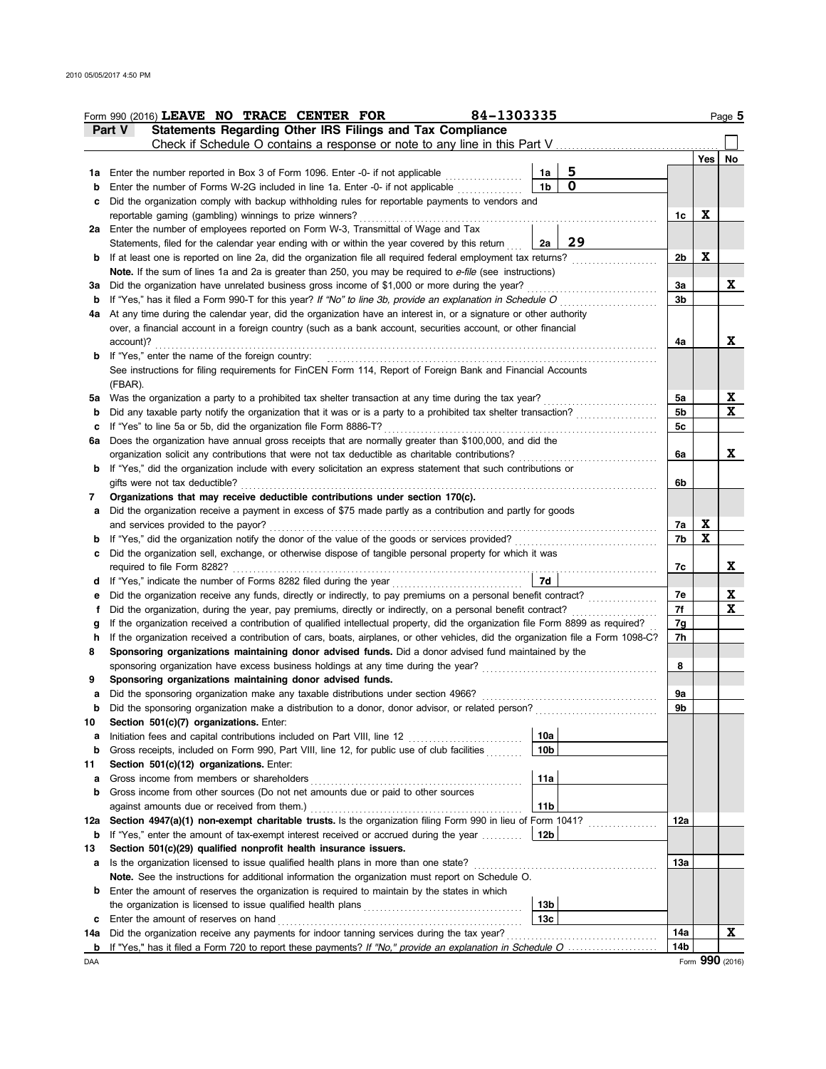Form 990 (2016) **LEAVE NO TRACE CENTER FOR** **84-1303335** Page **5**

## Part V Statements Regarding Other IRS Filings and Tax Compliance

Check if Schedule O contains a response or note to any line in this Part V ☐

| | | | | | Yes | No |
|---|---|---|---|---|---|---|
| **1a** | Enter the number reported in Box 3 of Form 1096. Enter -0- if not applicable | 1a | 5 | | | |
| **b** | Enter the number of Forms W-2G included in line 1a. Enter -0- if not applicable | 1b | 0 | | | |
| **c** | Did the organization comply with backup withholding rules for reportable payments to vendors and reportable gaming (gambling) winnings to prize winners? | | | 1c | X | |
| **2a** | Enter the number of employees reported on Form W-3, Transmittal of Wage and Tax Statements, filed for the calendar year ending with or within the year covered by this return | 2a | 29 | | | |
| **b** | If at least one is reported on line 2a, did the organization file all required federal employment tax returns? | | | 2b | X | |
| | **Note.** If the sum of lines 1a and 2a is greater than 250, you may be required to *e-file* (see instructions) | | | | | |
| **3a** | Did the organization have unrelated business gross income of $1,000 or more during the year? | | | 3a | | X |
| **b** | If "Yes," has it filed a Form 990-T for this year? *If "No" to line 3b, provide an explanation in Schedule O* | | | 3b | | |
| **4a** | At any time during the calendar year, did the organization have an interest in, or a signature or other authority over, a financial account in a foreign country (such as a bank account, securities account, or other financial account)? | | | 4a | | X |
| **b** | If "Yes," enter the name of the foreign country: | | | | | |
| | See instructions for filing requirements for FinCEN Form 114, Report of Foreign Bank and Financial Accounts (FBAR). | | | | | |
| **5a** | Was the organization a party to a prohibited tax shelter transaction at any time during the tax year? | | | 5a | | X |
| **b** | Did any taxable party notify the organization that it was or is a party to a prohibited tax shelter transaction? | | | 5b | | X |
| **c** | If "Yes" to line 5a or 5b, did the organization file Form 8886-T? | | | 5c | | |
| **6a** | Does the organization have annual gross receipts that are normally greater than $100,000, and did the organization solicit any contributions that were not tax deductible as charitable contributions? | | | 6a | | X |
| **b** | If "Yes," did the organization include with every solicitation an express statement that such contributions or gifts were not tax deductible? | | | 6b | | |
| **7** | **Organizations that may receive deductible contributions under section 170(c).** | | | | | |
| **a** | Did the organization receive a payment in excess of $75 made partly as a contribution and partly for goods and services provided to the payor? | | | 7a | X | |
| **b** | If "Yes," did the organization notify the donor of the value of the goods or services provided? | | | 7b | X | |
| **c** | Did the organization sell, exchange, or otherwise dispose of tangible personal property for which it was required to file Form 8282? | | | 7c | | X |
| **d** | If "Yes," indicate the number of Forms 8282 filed during the year | 7d | | | | |
| **e** | Did the organization receive any funds, directly or indirectly, to pay premiums on a personal benefit contract? | | | 7e | | X |
| **f** | Did the organization, during the year, pay premiums, directly or indirectly, on a personal benefit contract? | | | 7f | | X |
| **g** | If the organization received a contribution of qualified intellectual property, did the organization file Form 8899 as required? | | | 7g | | |
| **h** | If the organization received a contribution of cars, boats, airplanes, or other vehicles, did the organization file a Form 1098-C? | | | 7h | | |
| **8** | **Sponsoring organizations maintaining donor advised funds.** Did a donor advised fund maintained by the sponsoring organization have excess business holdings at any time during the year? | | | 8 | | |
| **9** | **Sponsoring organizations maintaining donor advised funds.** | | | | | |
| **a** | Did the sponsoring organization make any taxable distributions under section 4966? | | | 9a | | |
| **b** | Did the sponsoring organization make a distribution to a donor, donor advisor, or related person? | | | 9b | | |
| **10** | **Section 501(c)(7) organizations.** Enter: | | | | | |
| **a** | Initiation fees and capital contributions included on Part VIII, line 12 | 10a | | | | |
| **b** | Gross receipts, included on Form 990, Part VIII, line 12, for public use of club facilities | 10b | | | | |
| **11** | **Section 501(c)(12) organizations.** Enter: | | | | | |
| **a** | Gross income from members or shareholders | 11a | | | | |
| **b** | Gross income from other sources (Do not net amounts due or paid to other sources against amounts due or received from them.) | 11b | | | | |
| **12a** | **Section 4947(a)(1) non-exempt charitable trusts.** Is the organization filing Form 990 in lieu of Form 1041? | | | 12a | | |
| **b** | If "Yes," enter the amount of tax-exempt interest received or accrued during the year | 12b | | | | |
| **13** | **Section 501(c)(29) qualified nonprofit health insurance issuers.** | | | | | |
| **a** | Is the organization licensed to issue qualified health plans in more than one state? | | | 13a | | |
| | **Note.** See the instructions for additional information the organization must report on Schedule O. | | | | | |
| **b** | Enter the amount of reserves the organization is required to maintain by the states in which the organization is licensed to issue qualified health plans | 13b | | | | |
| **c** | Enter the amount of reserves on hand | 13c | | | | |
| **14a** | Did the organization receive any payments for indoor tanning services during the tax year? | | | 14a | | X |
| **b** | If "Yes," has it filed a Form 720 to report these payments? *If "No," provide an explanation in Schedule O* | | | 14b | | |

DAA Form **990** (2016)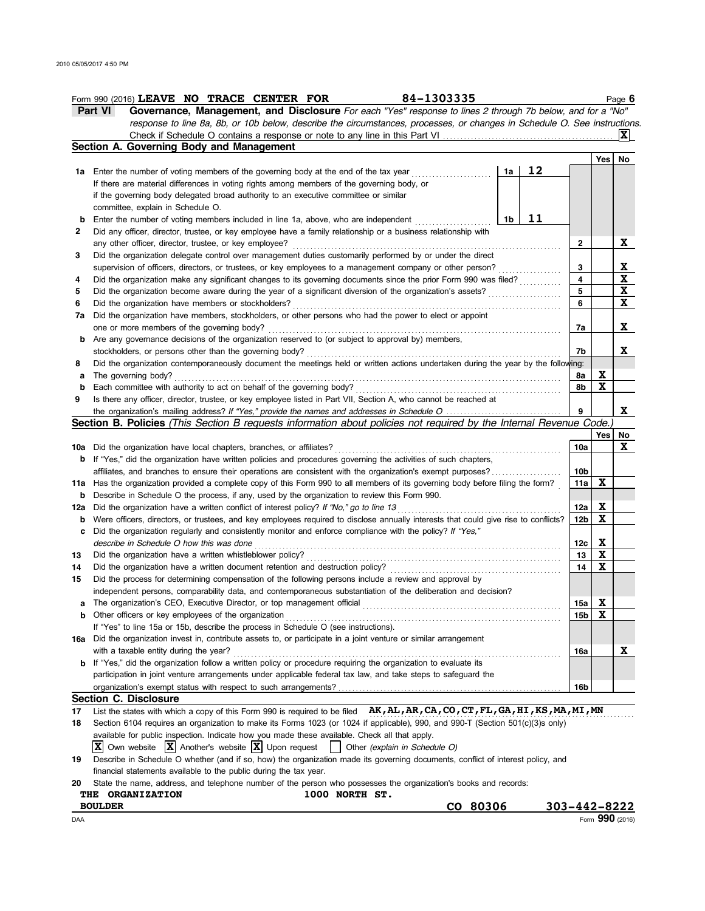Form 990 (2016) **LEAVE NO TRACE CENTER FOR** 84-1303335 Page **6**

## Part VI Governance, Management, and Disclosure

*For each "Yes" response to lines 2 through 7b below, and for a "No" response to line 8a, 8b, or 10b below, describe the circumstances, processes, or changes in Schedule O. See instructions.*

Check if Schedule O contains a response or note to any line in this Part VI ... **X**

### Section A. Governing Body and Management

| | | | | Yes | No |
|---|---|---|---|---|---|
| **1a** | Enter the number of voting members of the governing body at the end of the tax year ... **1a** 12<br>If there are material differences in voting rights among members of the governing body, or if the governing body delegated broad authority to an executive committee or similar committee, explain in Schedule O. | | | | |
| **b** | Enter the number of voting members included in line 1a, above, who are independent ... **1b** 11 | | | | |
| **2** | Did any officer, director, trustee, or key employee have a family relationship or a business relationship with any other officer, director, trustee, or key employee? | | 2 | | X |
| **3** | Did the organization delegate control over management duties customarily performed by or under the direct supervision of officers, directors, or trustees, or key employees to a management company or other person? | | 3 | | X |
| **4** | Did the organization make any significant changes to its governing documents since the prior Form 990 was filed? | | 4 | | X |
| **5** | Did the organization become aware during the year of a significant diversion of the organization's assets? | | 5 | | X |
| **6** | Did the organization have members or stockholders? | | 6 | | X |
| **7a** | Did the organization have members, stockholders, or other persons who had the power to elect or appoint one or more members of the governing body? | | 7a | | X |
| **b** | Are any governance decisions of the organization reserved to (or subject to approval by) members, stockholders, or persons other than the governing body? | | 7b | | X |
| **8** | Did the organization contemporaneously document the meetings held or written actions undertaken during the year by the following: | | | | |
| **a** | The governing body? | | 8a | X | |
| **b** | Each committee with authority to act on behalf of the governing body? | | 8b | X | |
| **9** | Is there any officer, director, trustee, or key employee listed in Part VII, Section A, who cannot be reached at the organization's mailing address? *If "Yes," provide the names and addresses in Schedule O* | | 9 | | X |

### Section B. Policies *(This Section B requests information about policies not required by the Internal Revenue Code.)*

| | | | Yes | No |
|---|---|---|---|---|
| **10a** | Did the organization have local chapters, branches, or affiliates? | 10a | | X |
| **b** | If "Yes," did the organization have written policies and procedures governing the activities of such chapters, affiliates, and branches to ensure their operations are consistent with the organization's exempt purposes? | 10b | | |
| **11a** | Has the organization provided a complete copy of this Form 990 to all members of its governing body before filing the form? | 11a | X | |
| **b** | Describe in Schedule O the process, if any, used by the organization to review this Form 990. | | | |
| **12a** | Did the organization have a written conflict of interest policy? *If "No," go to line 13* | 12a | X | |
| **b** | Were officers, directors, or trustees, and key employees required to disclose annually interests that could give rise to conflicts? | 12b | X | |
| **c** | Did the organization regularly and consistently monitor and enforce compliance with the policy? *If "Yes," describe in Schedule O how this was done* | 12c | X | |
| **13** | Did the organization have a written whistleblower policy? | 13 | X | |
| **14** | Did the organization have a written document retention and destruction policy? | 14 | X | |
| **15** | Did the process for determining compensation of the following persons include a review and approval by independent persons, comparability data, and contemporaneous substantiation of the deliberation and decision? | | | |
| **a** | The organization's CEO, Executive Director, or top management official | 15a | X | |
| **b** | Other officers or key employees of the organization<br>If "Yes" to line 15a or 15b, describe the process in Schedule O (see instructions). | 15b | X | |
| **16a** | Did the organization invest in, contribute assets to, or participate in a joint venture or similar arrangement with a taxable entity during the year? | 16a | | X |
| **b** | If "Yes," did the organization follow a written policy or procedure requiring the organization to evaluate its participation in joint venture arrangements under applicable federal tax law, and take steps to safeguard the organization's exempt status with respect to such arrangements? | 16b | | |

### Section C. Disclosure

**17** List the states with which a copy of this Form 990 is required to be filed **AK,AL,AR,CA,CO,CT,FL,GA,HI,KS,MA,MI,MN**

**18** Section 6104 requires an organization to make its Forms 1023 (or 1024 if applicable), 990, and 990-T (Section 501(c)(3)s only) available for public inspection. Indicate how you made these available. Check all that apply.

[X] Own website [X] Another's website [X] Upon request [ ] Other *(explain in Schedule O)*

**19** Describe in Schedule O whether (and if so, how) the organization made its governing documents, conflict of interest policy, and financial statements available to the public during the tax year.

**20** State the name, address, and telephone number of the person who possesses the organization's books and records:

**THE ORGANIZATION** **1000 NORTH ST.**
**BOULDER** **CO 80306** **303-442-8222**

DAA Form **990** (2016)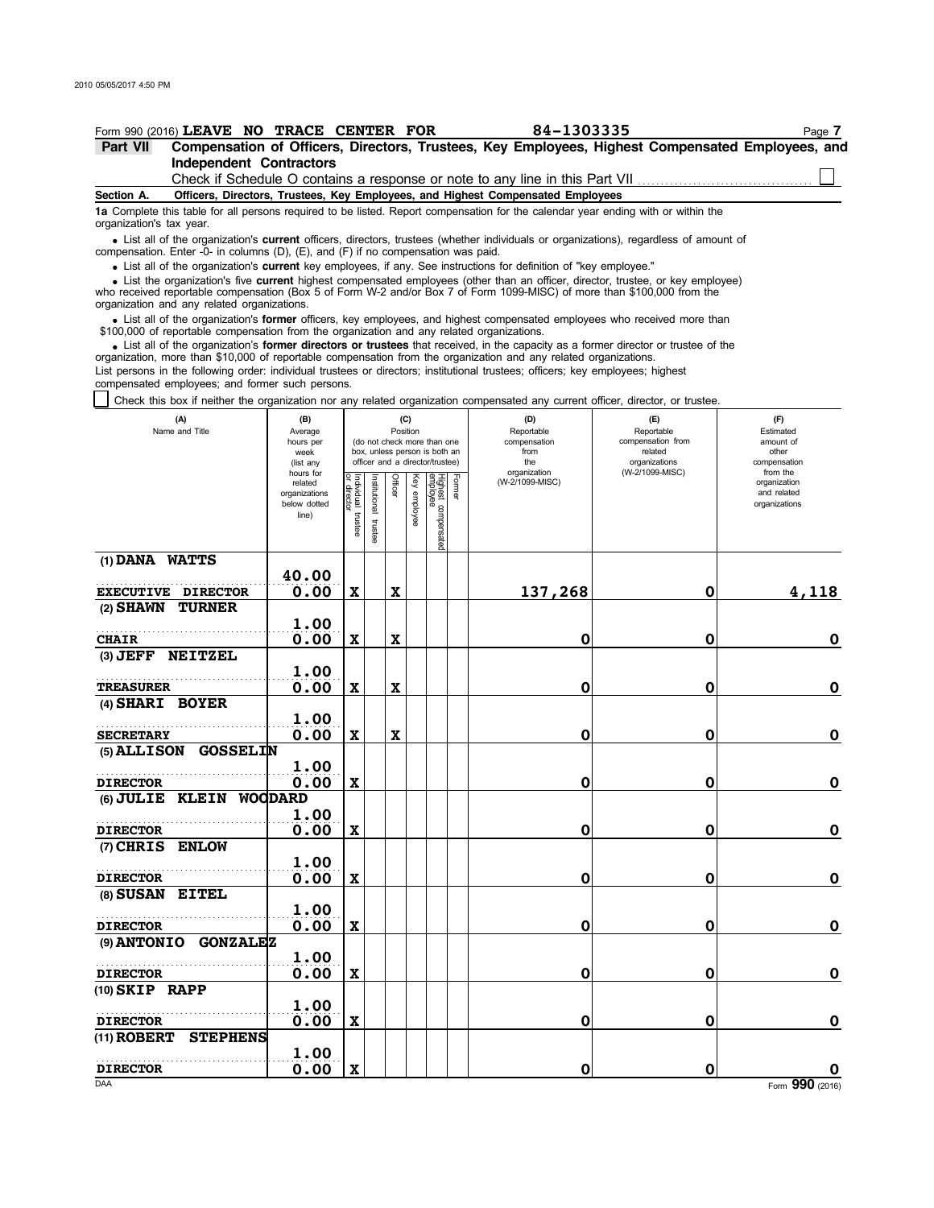Form 990 (2016) **LEAVE NO TRACE CENTER FOR** **84-1303335**

**Part VII** **Compensation of Officers, Directors, Trustees, Key Employees, Highest Compensated Employees, and Independent Contractors**

Check if Schedule O contains a response or note to any line in this Part VII ☐

**Section A. Officers, Directors, Trustees, Key Employees, and Highest Compensated Employees**

**1a** Complete this table for all persons required to be listed. Report compensation for the calendar year ending with or within the organization's tax year.

- List all of the organization's **current** officers, directors, trustees (whether individuals or organizations), regardless of amount of compensation. Enter -0- in columns (D), (E), and (F) if no compensation was paid.
- List all of the organization's **current** key employees, if any. See instructions for definition of "key employee."
- List the organization's five **current** highest compensated employees (other than an officer, director, trustee, or key employee) who received reportable compensation (Box 5 of Form W-2 and/or Box 7 of Form 1099-MISC) of more than $100,000 from the organization and any related organizations.
- List all of the organization's **former** officers, key employees, and highest compensated employees who received more than $100,000 of reportable compensation from the organization and any related organizations.
- List all of the organization's **former directors or trustees** that received, in the capacity as a former director or trustee of the organization, more than $10,000 of reportable compensation from the organization and any related organizations.

List persons in the following order: individual trustees or directors; institutional trustees; officers; key employees; highest compensated employees; and former such persons.

☐ Check this box if neither the organization nor any related organization compensated any current officer, director, or trustee.

| (A) Name and Title | (B) Average hours per week (list any hours for related organizations below dotted line) | (C) Position (do not check more than one box, unless person is both an officer and a director/trustee): Individual trustee or director | Institutional trustee | Officer | Key employee | Highest compensated employee | Former | (D) Reportable compensation from the organization (W-2/1099-MISC) | (E) Reportable compensation from related organizations (W-2/1099-MISC) | (F) Estimated amount of other compensation from the organization and related organizations |
|---|---|---|---|---|---|---|---|---|---|---|
| (1) DANA WATTS<br>EXECUTIVE DIRECTOR | 40.00<br>0.00 | X | | X | | | | 137,268 | 0 | 4,118 |
| (2) SHAWN TURNER<br>CHAIR | 1.00<br>0.00 | X | | X | | | | 0 | 0 | 0 |
| (3) JEFF NEITZEL<br>TREASURER | 1.00<br>0.00 | X | | X | | | | 0 | 0 | 0 |
| (4) SHARI BOYER<br>SECRETARY | 1.00<br>0.00 | X | | X | | | | 0 | 0 | 0 |
| (5) ALLISON GOSSELIN<br>DIRECTOR | 1.00<br>0.00 | X | | | | | | 0 | 0 | 0 |
| (6) JULIE KLEIN WOODARD<br>DIRECTOR | 1.00<br>0.00 | X | | | | | | 0 | 0 | 0 |
| (7) CHRIS ENLOW<br>DIRECTOR | 1.00<br>0.00 | X | | | | | | 0 | 0 | 0 |
| (8) SUSAN EITEL<br>DIRECTOR | 1.00<br>0.00 | X | | | | | | 0 | 0 | 0 |
| (9) ANTONIO GONZALEZ<br>DIRECTOR | 1.00<br>0.00 | X | | | | | | 0 | 0 | 0 |
| (10) SKIP RAPP<br>DIRECTOR | 1.00<br>0.00 | X | | | | | | 0 | 0 | 0 |
| (11) ROBERT STEPHENS<br>DIRECTOR | 1.00<br>0.00 | X | | | | | | 0 | 0 | 0 |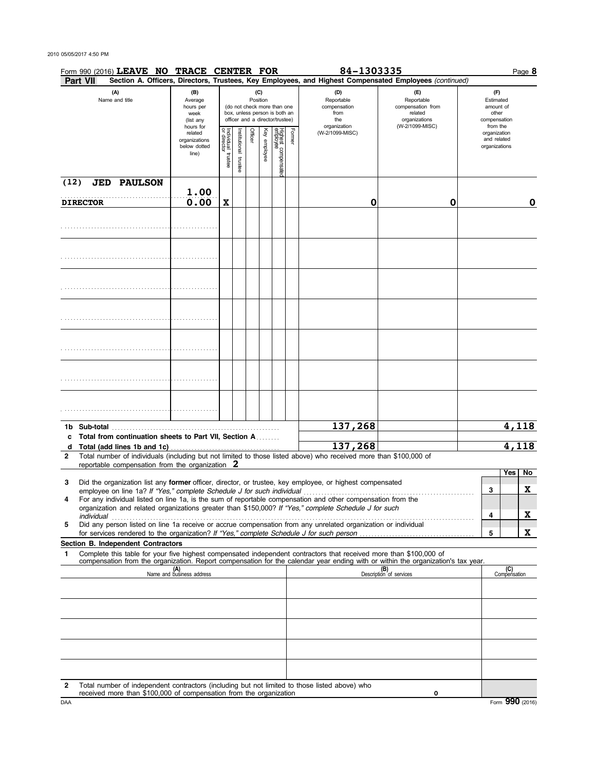Form 990 (2016) **LEAVE NO TRACE CENTER FOR** **84-1303335** Page **8**

**Part VII** **Section A. Officers, Directors, Trustees, Key Employees, and Highest Compensated Employees** *(continued)*

| (A) Name and title | (B) Average hours per week (list any hours for related organizations below dotted line) | (C) Position (do not check more than one box, unless person is both an officer and a director/trustee) | | | | | | (D) Reportable compensation from the organization (W-2/1099-MISC) | (E) Reportable compensation from related organizations (W-2/1099-MISC) | (F) Estimated amount of other compensation from the organization and related organizations |
|---|---|---|---|---|---|---|---|---|---|---|
| | | Individual trustee or director | Institutional trustee | Officer | Key employee | Highest compensated employee | Former | | | |
| (12) **JED PAULSON** / **DIRECTOR** | **1.00** / **0.00** | **X** | | | | | | **0** | **0** | **0** |
| | | | | | | | | | | |
| | | | | | | | | | | |
| | | | | | | | | | | |
| | | | | | | | | | | |
| | | | | | | | | | | |
| | | | | | | | | | | |
| | | | | | | | | | | |
| **1b Sub-total** | | | | | | | | **137,268** | | **4,118** |
| **c Total from continuation sheets to Part VII, Section A** | | | | | | | | | | |
| **d Total (add lines 1b and 1c)** | | | | | | | | **137,268** | | **4,118** |

**2** Total number of individuals (including but not limited to those listed above) who received more than $100,000 of reportable compensation from the organization **2**

| | | | Yes | No |
|---|---|---|---|---|
| **3** | Did the organization list any **former** officer, director, or trustee, key employee, or highest compensated employee on line 1a? *If "Yes," complete Schedule J for such individual* | **3** | | **X** |
| **4** | For any individual listed on line 1a, is the sum of reportable compensation and other compensation from the organization and related organizations greater than $150,000? *If "Yes," complete Schedule J for such individual* | **4** | | **X** |
| **5** | Did any person listed on line 1a receive or accrue compensation from any unrelated organization or individual for services rendered to the organization? *If "Yes," complete Schedule J for such person* | **5** | | **X** |

**Section B. Independent Contractors**

**1** Complete this table for your five highest compensated independent contractors that received more than $100,000 of compensation from the organization. Report compensation for the calendar year ending with or within the organization's tax year.

| (A) Name and business address | (B) Description of services | (C) Compensation |
|---|---|---|
| | | |
| | | |
| | | |
| | | |
| | | |

**2** Total number of independent contractors (including but not limited to those listed above) who received more than $100,000 of compensation from the organization **0**

DAA Form **990** (2016)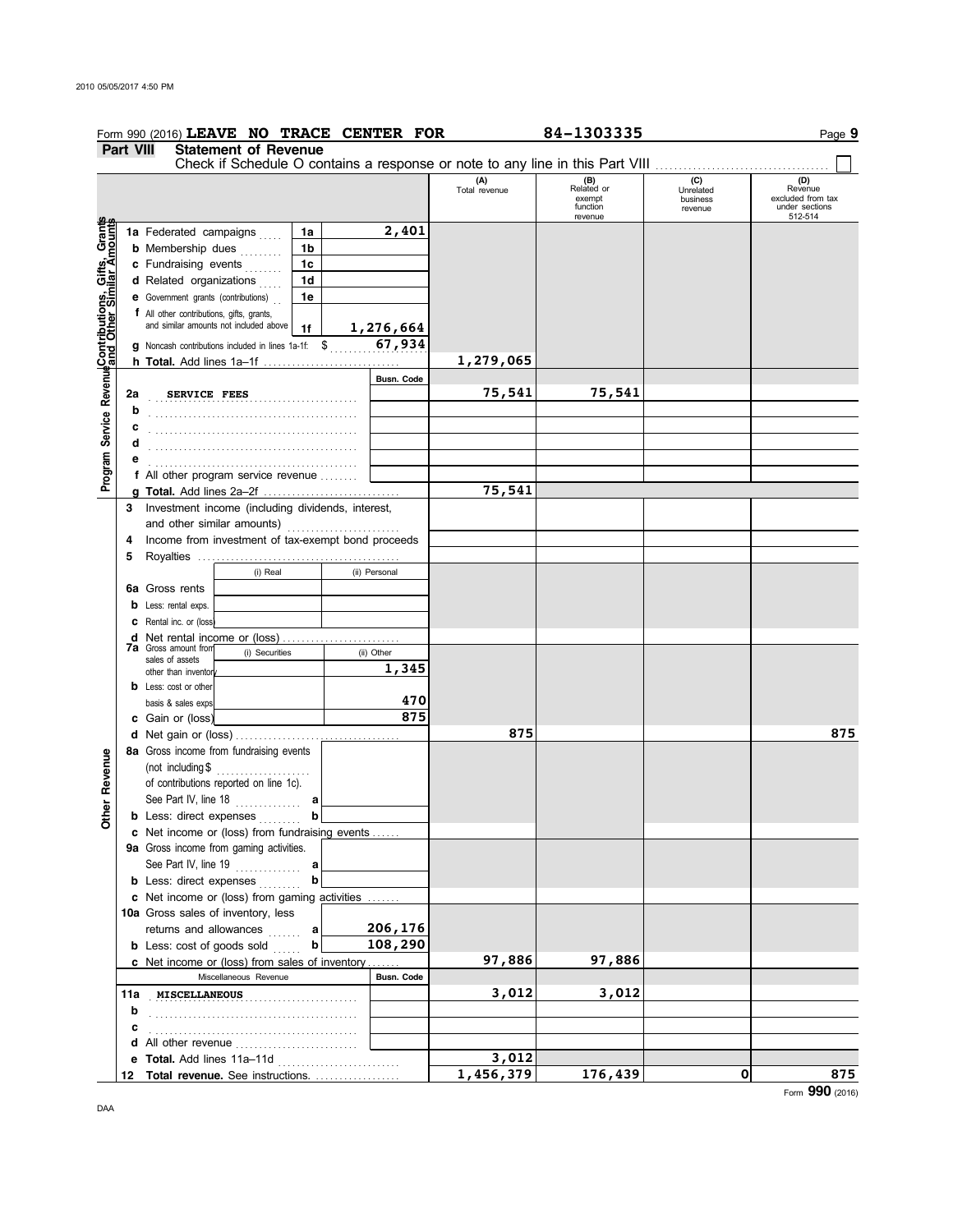Form 990 (2016) **LEAVE NO TRACE CENTER FOR** **84-1303335** Page **9**

## Part VIII Statement of Revenue

Check if Schedule O contains a response or note to any line in this Part VIII ☐

| | | | | (A) Total revenue | (B) Related or exempt function revenue | (C) Unrelated business revenue | (D) Revenue excluded from tax under sections 512-514 |
|---|---|---|---|---|---|---|---|
| **Contributions, Gifts, Grants and Other Similar Amounts** | 1a Federated campaigns | 1a | 2,401 | | | | |
| | b Membership dues | 1b | | | | | |
| | c Fundraising events | 1c | | | | | |
| | d Related organizations | 1d | | | | | |
| | e Government grants (contributions) | 1e | | | | | |
| | f All other contributions, gifts, grants, and similar amounts not included above | 1f | 1,276,664 | | | | |
| | g Noncash contributions included in lines 1a-1f: $ 67,934 | | | | | | |
| | h **Total.** Add lines 1a–1f | | | 1,279,065 | | | |
| **Program Service Revenue** | | | Busn. Code | | | | |
| | 2a SERVICE FEES | | | 75,541 | 75,541 | | |
| | b | | | | | | |
| | c | | | | | | |
| | d | | | | | | |
| | e | | | | | | |
| | f All other program service revenue | | | | | | |
| | g **Total.** Add lines 2a–2f | | | 75,541 | | | |
| **Other Revenue** | 3 Investment income (including dividends, interest, and other similar amounts) | | | | | | |
| | 4 Income from investment of tax-exempt bond proceeds | | | | | | |
| | 5 Royalties | | | | | | |
| | | (i) Real | (ii) Personal | | | | |
| | 6a Gross rents | | | | | | |
| | b Less: rental exps. | | | | | | |
| | c Rental inc. or (loss) | | | | | | |
| | d Net rental income or (loss) | | | | | | |
| | | (i) Securities | (ii) Other | | | | |
| | 7a Gross amount from sales of assets other than inventory | | 1,345 | | | | |
| | b Less: cost or other basis & sales exps. | | 470 | | | | |
| | c Gain or (loss) | | 875 | | | | |
| | d Net gain or (loss) | | | 875 | | | 875 |
| | 8a Gross income from fundraising events (not including $ of contributions reported on line 1c). See Part IV, line 18 | a | | | | | |
| | b Less: direct expenses | b | | | | | |
| | c Net income or (loss) from fundraising events | | | | | | |
| | 9a Gross income from gaming activities. See Part IV, line 19 | a | | | | | |
| | b Less: direct expenses | b | | | | | |
| | c Net income or (loss) from gaming activities | | | | | | |
| | 10a Gross sales of inventory, less returns and allowances | a | 206,176 | | | | |
| | b Less: cost of goods sold | b | 108,290 | | | | |
| | c Net income or (loss) from sales of inventory | | | 97,886 | 97,886 | | |
| | Miscellaneous Revenue | | Busn. Code | | | | |
| | 11a MISCELLANEOUS | | | 3,012 | 3,012 | | |
| | b | | | | | | |
| | c | | | | | | |
| | d All other revenue | | | | | | |
| | e **Total.** Add lines 11a–11d | | | 3,012 | | | |
| | 12 **Total revenue.** See instructions. | | | 1,456,379 | 176,439 | 0 | 875 |

Form **990** (2016)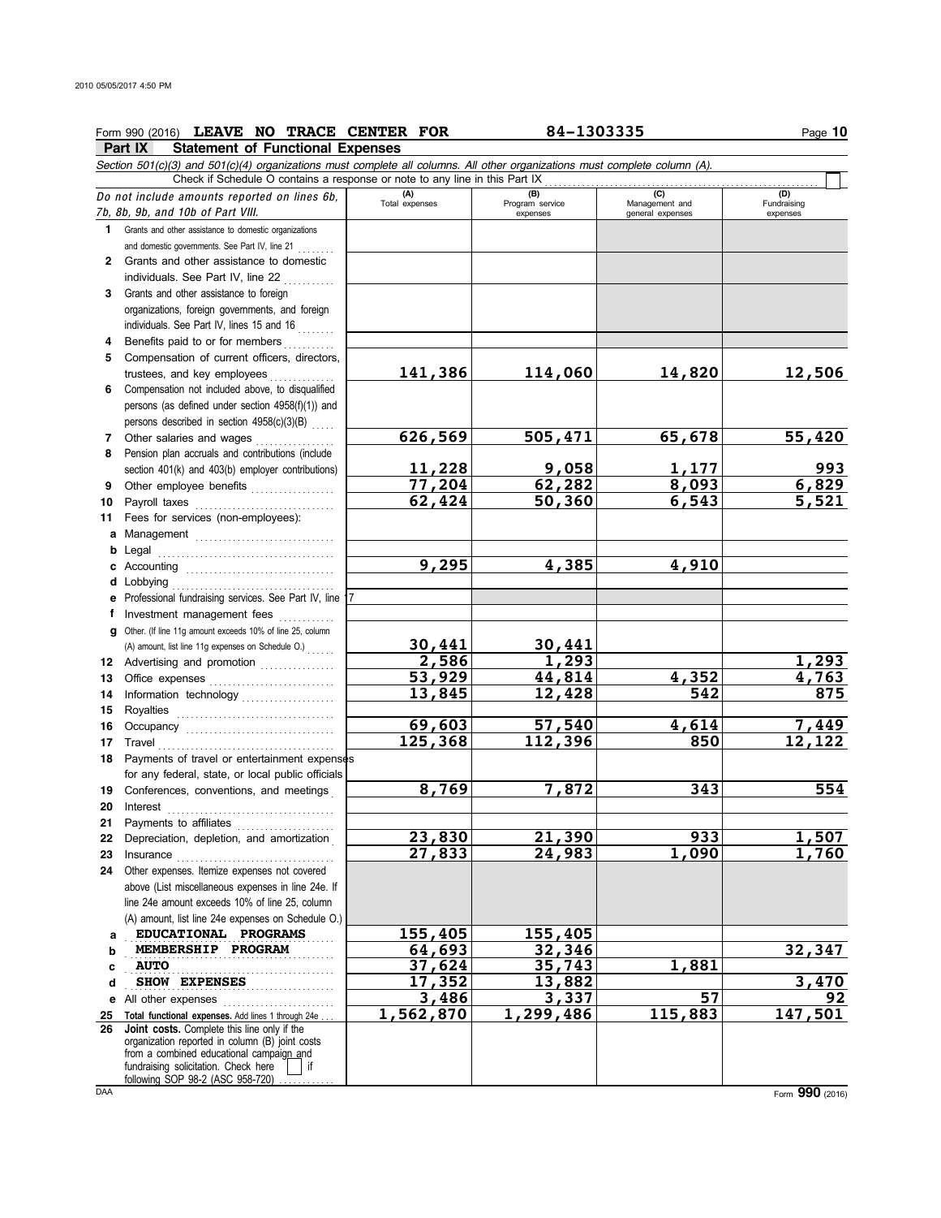Form 990 (2016) **LEAVE NO TRACE CENTER FOR** 84-1303335 Page **10**

## Part IX Statement of Functional Expenses

*Section 501(c)(3) and 501(c)(4) organizations must complete all columns. All other organizations must complete column (A).*

Check if Schedule O contains a response or note to any line in this Part IX

| *Do not include amounts reported on lines 6b, 7b, 8b, 9b, and 10b of Part VIII.* | (A) Total expenses | (B) Program service expenses | (C) Management and general expenses | (D) Fundraising expenses |
|---|---|---|---|---|
| **1** Grants and other assistance to domestic organizations and domestic governments. See Part IV, line 21 | | | | |
| **2** Grants and other assistance to domestic individuals. See Part IV, line 22 | | | | |
| **3** Grants and other assistance to foreign organizations, foreign governments, and foreign individuals. See Part IV, lines 15 and 16 | | | | |
| **4** Benefits paid to or for members | | | | |
| **5** Compensation of current officers, directors, trustees, and key employees | **141,386** | **114,060** | **14,820** | **12,506** |
| **6** Compensation not included above, to disqualified persons (as defined under section 4958(f)(1)) and persons described in section 4958(c)(3)(B) | | | | |
| **7** Other salaries and wages | **626,569** | **505,471** | **65,678** | **55,420** |
| **8** Pension plan accruals and contributions (include section 401(k) and 403(b) employer contributions) | **11,228** | **9,058** | **1,177** | **993** |
| **9** Other employee benefits | **77,204** | **62,282** | **8,093** | **6,829** |
| **10** Payroll taxes | **62,424** | **50,360** | **6,543** | **5,521** |
| **11** Fees for services (non-employees): | | | | |
| **a** Management | | | | |
| **b** Legal | | | | |
| **c** Accounting | **9,295** | **4,385** | **4,910** | |
| **d** Lobbying | | | | |
| **e** Professional fundraising services. See Part IV, line 17 | | | | |
| **f** Investment management fees | | | | |
| **g** Other. (If line 11g amount exceeds 10% of line 25, column (A) amount, list line 11g expenses on Schedule O.) | **30,441** | **30,441** | | |
| **12** Advertising and promotion | **2,586** | **1,293** | | **1,293** |
| **13** Office expenses | **53,929** | **44,814** | **4,352** | **4,763** |
| **14** Information technology | **13,845** | **12,428** | **542** | **875** |
| **15** Royalties | | | | |
| **16** Occupancy | **69,603** | **57,540** | **4,614** | **7,449** |
| **17** Travel | **125,368** | **112,396** | **850** | **12,122** |
| **18** Payments of travel or entertainment expenses for any federal, state, or local public officials | | | | |
| **19** Conferences, conventions, and meetings | **8,769** | **7,872** | **343** | **554** |
| **20** Interest | | | | |
| **21** Payments to affiliates | | | | |
| **22** Depreciation, depletion, and amortization | **23,830** | **21,390** | **933** | **1,507** |
| **23** Insurance | **27,833** | **24,983** | **1,090** | **1,760** |
| **24** Other expenses. Itemize expenses not covered above (List miscellaneous expenses in line 24e. If line 24e amount exceeds 10% of line 25, column (A) amount, list line 24e expenses on Schedule O.) | | | | |
| **a** **EDUCATIONAL PROGRAMS** | **155,405** | **155,405** | | |
| **b** **MEMBERSHIP PROGRAM** | **64,693** | **32,346** | | **32,347** |
| **c** **AUTO** | **37,624** | **35,743** | **1,881** | |
| **d** **SHOW EXPENSES** | **17,352** | **13,882** | | **3,470** |
| **e** All other expenses | **3,486** | **3,337** | **57** | **92** |
| **25** **Total functional expenses.** Add lines 1 through 24e | **1,562,870** | **1,299,486** | **115,883** | **147,501** |
| **26** **Joint costs.** Complete this line only if the organization reported in column (B) joint costs from a combined educational campaign and fundraising solicitation. Check here ☐ if following SOP 98-2 (ASC 958-720) | | | | |

DAA Form **990** (2016)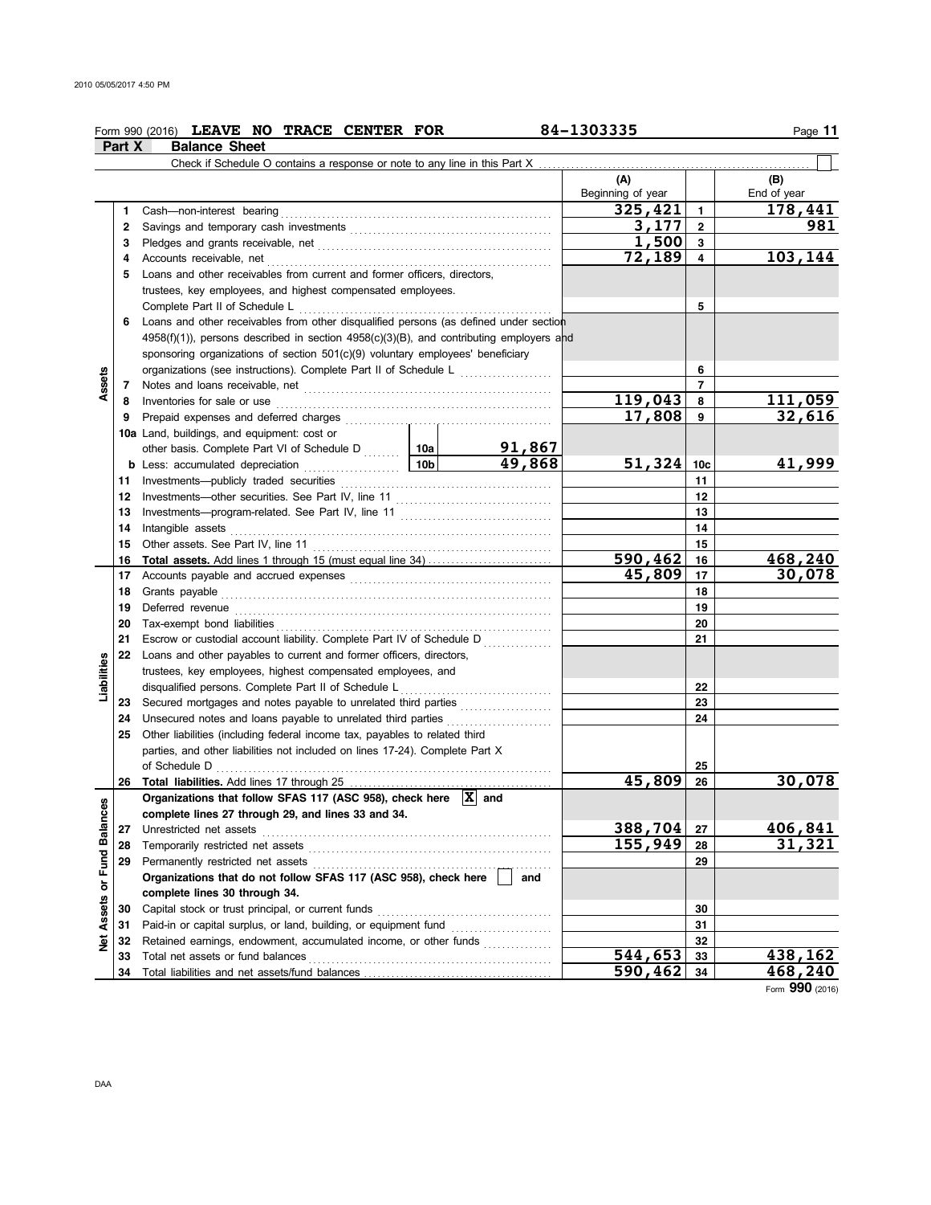Form 990 (2016) **LEAVE NO TRACE CENTER FOR** 84-1303335

## Part X Balance Sheet

Check if Schedule O contains a response or note to any line in this Part X ☐

| | | | | (A) Beginning of year | | (B) End of year |
|---|---|---|---|---|---|---|
| **Assets** | 1 | Cash—non-interest bearing | | 325,421 | 1 | 178,441 |
| | 2 | Savings and temporary cash investments | | 3,177 | 2 | 981 |
| | 3 | Pledges and grants receivable, net | | 1,500 | 3 | |
| | 4 | Accounts receivable, net | | 72,189 | 4 | 103,144 |
| | 5 | Loans and other receivables from current and former officers, directors, trustees, key employees, and highest compensated employees. Complete Part II of Schedule L | | | 5 | |
| | 6 | Loans and other receivables from other disqualified persons (as defined under section 4958(f)(1)), persons described in section 4958(c)(3)(B), and contributing employers and sponsoring organizations of section 501(c)(9) voluntary employees' beneficiary organizations (see instructions). Complete Part II of Schedule L | | | 6 | |
| | 7 | Notes and loans receivable, net | | | 7 | |
| | 8 | Inventories for sale or use | | 119,043 | 8 | 111,059 |
| | 9 | Prepaid expenses and deferred charges | | 17,808 | 9 | 32,616 |
| | 10a | Land, buildings, and equipment: cost or other basis. Complete Part VI of Schedule D | 10a 91,867 | | | |
| | b | Less: accumulated depreciation | 10b 49,868 | 51,324 | 10c | 41,999 |
| | 11 | Investments—publicly traded securities | | | 11 | |
| | 12 | Investments—other securities. See Part IV, line 11 | | | 12 | |
| | 13 | Investments—program-related. See Part IV, line 11 | | | 13 | |
| | 14 | Intangible assets | | | 14 | |
| | 15 | Other assets. See Part IV, line 11 | | | 15 | |
| | 16 | **Total assets.** Add lines 1 through 15 (must equal line 34) | | 590,462 | 16 | 468,240 |
| **Liabilities** | 17 | Accounts payable and accrued expenses | | 45,809 | 17 | 30,078 |
| | 18 | Grants payable | | | 18 | |
| | 19 | Deferred revenue | | | 19 | |
| | 20 | Tax-exempt bond liabilities | | | 20 | |
| | 21 | Escrow or custodial account liability. Complete Part IV of Schedule D | | | 21 | |
| | 22 | Loans and other payables to current and former officers, directors, trustees, key employees, highest compensated employees, and disqualified persons. Complete Part II of Schedule L | | | 22 | |
| | 23 | Secured mortgages and notes payable to unrelated third parties | | | 23 | |
| | 24 | Unsecured notes and loans payable to unrelated third parties | | | 24 | |
| | 25 | Other liabilities (including federal income tax, payables to related third parties, and other liabilities not included on lines 17-24). Complete Part X of Schedule D | | | 25 | |
| | 26 | **Total liabilities.** Add lines 17 through 25 | | 45,809 | 26 | 30,078 |
| **Net Assets or Fund Balances** | | **Organizations that follow SFAS 117 (ASC 958), check here** ☒ **and complete lines 27 through 29, and lines 33 and 34.** | | | | |
| | 27 | Unrestricted net assets | | 388,704 | 27 | 406,841 |
| | 28 | Temporarily restricted net assets | | 155,949 | 28 | 31,321 |
| | 29 | Permanently restricted net assets | | | 29 | |
| | | **Organizations that do not follow SFAS 117 (ASC 958), check here** ☐ **and complete lines 30 through 34.** | | | | |
| | 30 | Capital stock or trust principal, or current funds | | | 30 | |
| | 31 | Paid-in or capital surplus, or land, building, or equipment fund | | | 31 | |
| | 32 | Retained earnings, endowment, accumulated income, or other funds | | | 32 | |
| | 33 | Total net assets or fund balances | | 544,653 | 33 | 438,162 |
| | 34 | Total liabilities and net assets/fund balances | | 590,462 | 34 | 468,240 |

Form **990** (2016)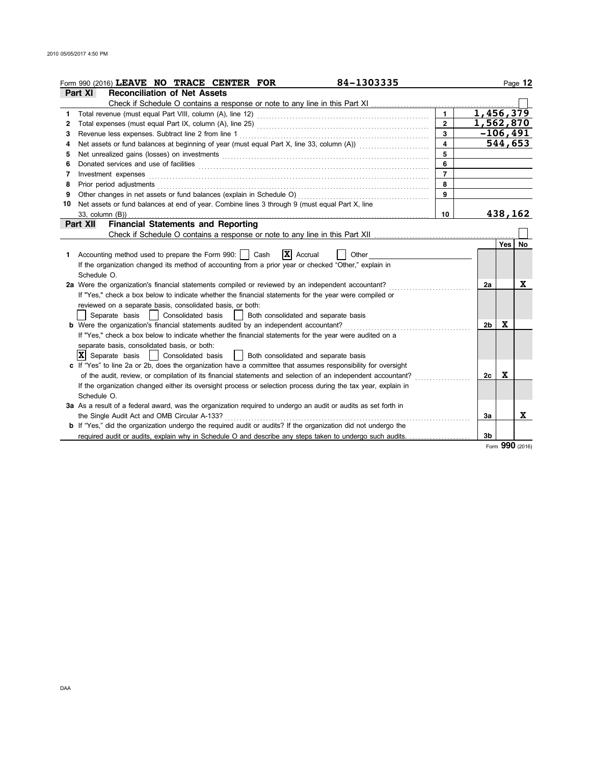Form 990 (2016) **LEAVE NO TRACE CENTER FOR** 84-1303335

## Part XI Reconciliation of Net Assets

Check if Schedule O contains a response or note to any line in this Part XI ☐

| | | | |
|---|---|---|---|
| 1 | Total revenue (must equal Part VIII, column (A), line 12) | 1 | 1,456,379 |
| 2 | Total expenses (must equal Part IX, column (A), line 25) | 2 | 1,562,870 |
| 3 | Revenue less expenses. Subtract line 2 from line 1 | 3 | -106,491 |
| 4 | Net assets or fund balances at beginning of year (must equal Part X, line 33, column (A)) | 4 | 544,653 |
| 5 | Net unrealized gains (losses) on investments | 5 | |
| 6 | Donated services and use of facilities | 6 | |
| 7 | Investment expenses | 7 | |
| 8 | Prior period adjustments | 8 | |
| 9 | Other changes in net assets or fund balances (explain in Schedule O) | 9 | |
| 10 | Net assets or fund balances at end of year. Combine lines 3 through 9 (must equal Part X, line 33, column (B)) | 10 | 438,162 |

## Part XII Financial Statements and Reporting

Check if Schedule O contains a response or note to any line in this Part XII ☐

| | | | Yes | No |
|---|---|---|---|---|
| 1 | Accounting method used to prepare the Form 990: ☐ Cash ☒ Accrual ☐ Other<br>If the organization changed its method of accounting from a prior year or checked "Other," explain in Schedule O. | | | |
| 2a | Were the organization's financial statements compiled or reviewed by an independent accountant?<br>If "Yes," check a box below to indicate whether the financial statements for the year were compiled or reviewed on a separate basis, consolidated basis, or both:<br>☐ Separate basis ☐ Consolidated basis ☐ Both consolidated and separate basis | 2a | | X |
| b | Were the organization's financial statements audited by an independent accountant?<br>If "Yes," check a box below to indicate whether the financial statements for the year were audited on a separate basis, consolidated basis, or both:<br>☒ Separate basis ☐ Consolidated basis ☐ Both consolidated and separate basis | 2b | X | |
| c | If "Yes" to line 2a or 2b, does the organization have a committee that assumes responsibility for oversight of the audit, review, or compilation of its financial statements and selection of an independent accountant?<br>If the organization changed either its oversight process or selection process during the tax year, explain in Schedule O. | 2c | X | |
| 3a | As a result of a federal award, was the organization required to undergo an audit or audits as set forth in the Single Audit Act and OMB Circular A-133? | 3a | | X |
| b | If "Yes," did the organization undergo the required audit or audits? If the organization did not undergo the required audit or audits, explain why in Schedule O and describe any steps taken to undergo such audits. | 3b | | |

Form **990** (2016)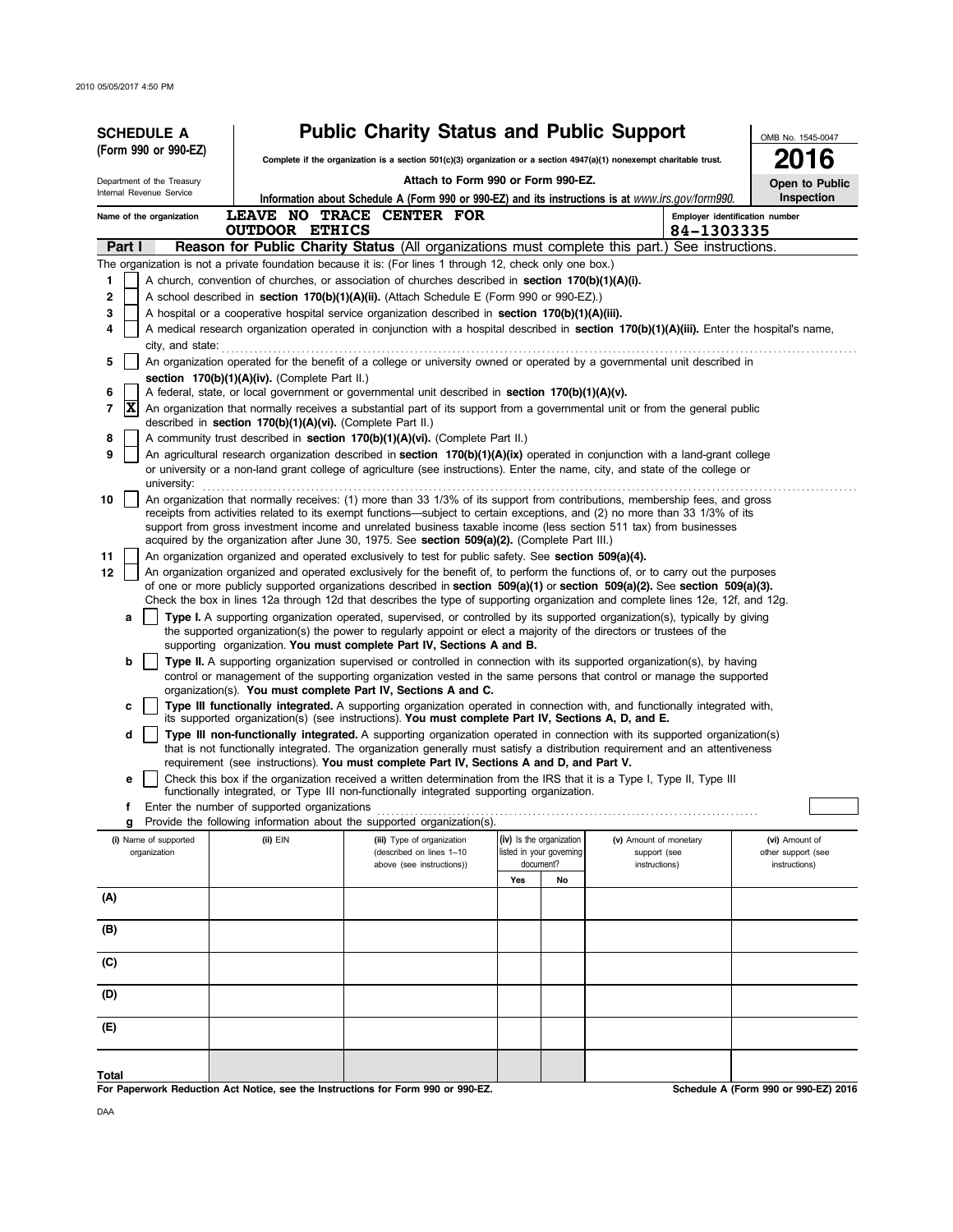2010 05/05/2017 4:50 PM

# SCHEDULE A (Form 990 or 990-EZ)

Department of the Treasury
Internal Revenue Service

## Public Charity Status and Public Support

**Complete if the organization is a section 501(c)(3) organization or a section 4947(a)(1) nonexempt charitable trust.**

**Attach to Form 990 or Form 990-EZ.**

**Information about Schedule A (Form 990 or 990-EZ) and its instructions is at** *www.irs.gov/form990.*

OMB No. 1545-0047

**2016**

**Open to Public Inspection**

Name of the organization: **LEAVE NO TRACE CENTER FOR OUTDOOR ETHICS**

Employer identification number: **84-1303335**

## Part I — Reason for Public Charity Status (All organizations must complete this part.) See instructions.

The organization is not a private foundation because it is: (For lines 1 through 12, check only one box.)

1. [ ] A church, convention of churches, or association of churches described in **section 170(b)(1)(A)(i).**
2. [ ] A school described in **section 170(b)(1)(A)(ii).** (Attach Schedule E (Form 990 or 990-EZ).)
3. [ ] A hospital or a cooperative hospital service organization described in **section 170(b)(1)(A)(iii).**
4. [ ] A medical research organization operated in conjunction with a hospital described in **section 170(b)(1)(A)(iii).** Enter the hospital's name, city, and state:
5. [ ] An organization operated for the benefit of a college or university owned or operated by a governmental unit described in **section 170(b)(1)(A)(iv).** (Complete Part II.)
6. [ ] A federal, state, or local government or governmental unit described in **section 170(b)(1)(A)(v).**
7. [X] An organization that normally receives a substantial part of its support from a governmental unit or from the general public described in **section 170(b)(1)(A)(vi).** (Complete Part II.)
8. [ ] A community trust described in **section 170(b)(1)(A)(vi).** (Complete Part II.)
9. [ ] An agricultural research organization described in **section 170(b)(1)(A)(ix)** operated in conjunction with a land-grant college or university or a non-land grant college of agriculture (see instructions). Enter the name, city, and state of the college or university:
10. [ ] An organization that normally receives: (1) more than 33 1/3% of its support from contributions, membership fees, and gross receipts from activities related to its exempt functions—subject to certain exceptions, and (2) no more than 33 1/3% of its support from gross investment income and unrelated business taxable income (less section 511 tax) from businesses acquired by the organization after June 30, 1975. See **section 509(a)(2).** (Complete Part III.)
11. [ ] An organization organized and operated exclusively to test for public safety. See **section 509(a)(4).**
12. [ ] An organization organized and operated exclusively for the benefit of, to perform the functions of, or to carry out the purposes of one or more publicly supported organizations described in **section 509(a)(1)** or **section 509(a)(2).** See **section 509(a)(3).** Check the box in lines 12a through 12d that describes the type of supporting organization and complete lines 12e, 12f, and 12g.
   - **a** [ ] **Type I.** A supporting organization operated, supervised, or controlled by its supported organization(s), typically by giving the supported organization(s) the power to regularly appoint or elect a majority of the directors or trustees of the supporting organization. **You must complete Part IV, Sections A and B.**
   - **b** [ ] **Type II.** A supporting organization supervised or controlled in connection with its supported organization(s), by having control or management of the supporting organization vested in the same persons that control or manage the supported organization(s). **You must complete Part IV, Sections A and C.**
   - **c** [ ] **Type III functionally integrated.** A supporting organization operated in connection with, and functionally integrated with, its supported organization(s) (see instructions). **You must complete Part IV, Sections A, D, and E.**
   - **d** [ ] **Type III non-functionally integrated.** A supporting organization operated in connection with its supported organization(s) that is not functionally integrated. The organization generally must satisfy a distribution requirement and an attentiveness requirement (see instructions). **You must complete Part IV, Sections A and D, and Part V.**
   - **e** [ ] Check this box if the organization received a written determination from the IRS that it is a Type I, Type II, Type III functionally integrated, or Type III non-functionally integrated supporting organization.
   - **f** Enter the number of supported organizations
   - **g** Provide the following information about the supported organization(s).

| | (i) Name of supported organization | (ii) EIN | (iii) Type of organization (described on lines 1–10 above (see instructions)) | (iv) Is the organization listed in your governing document? Yes | No | (v) Amount of monetary support (see instructions) | (vi) Amount of other support (see instructions) |
|---|---|---|---|---|---|---|---|
| (A) | | | | | | | |
| (B) | | | | | | | |
| (C) | | | | | | | |
| (D) | | | | | | | |
| (E) | | | | | | | |
| Total | | | | | | | |

**For Paperwork Reduction Act Notice, see the Instructions for Form 990 or 990-EZ.** **Schedule A (Form 990 or 990-EZ) 2016**

DAA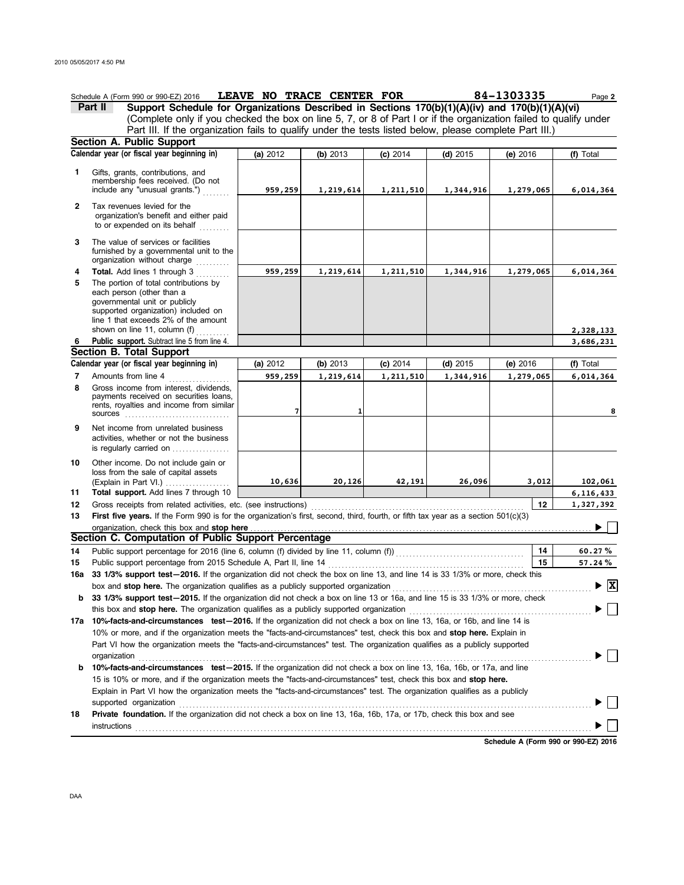Schedule A (Form 990 or 990-EZ) 2016 **LEAVE NO TRACE CENTER FOR** 84-1303335 Page **2**

## Part II Support Schedule for Organizations Described in Sections 170(b)(1)(A)(iv) and 170(b)(1)(A)(vi)

(Complete only if you checked the box on line 5, 7, or 8 of Part I or if the organization failed to qualify under Part III. If the organization fails to qualify under the tests listed below, please complete Part III.)

### Section A. Public Support

| | Calendar year (or fiscal year beginning in) | (a) 2012 | (b) 2013 | (c) 2014 | (d) 2015 | (e) 2016 | (f) Total |
|---|---|---|---|---|---|---|---|
| 1 | Gifts, grants, contributions, and membership fees received. (Do not include any "unusual grants.") | 959,259 | 1,219,614 | 1,211,510 | 1,344,916 | 1,279,065 | 6,014,364 |
| 2 | Tax revenues levied for the organization's benefit and either paid to or expended on its behalf | | | | | | |
| 3 | The value of services or facilities furnished by a governmental unit to the organization without charge | | | | | | |
| 4 | **Total.** Add lines 1 through 3 | 959,259 | 1,219,614 | 1,211,510 | 1,344,916 | 1,279,065 | 6,014,364 |
| 5 | The portion of total contributions by each person (other than a governmental unit or publicly supported organization) included on line 1 that exceeds 2% of the amount shown on line 11, column (f) | | | | | | 2,328,133 |
| 6 | **Public support.** Subtract line 5 from line 4. | | | | | | 3,686,231 |

### Section B. Total Support

| | Calendar year (or fiscal year beginning in) | (a) 2012 | (b) 2013 | (c) 2014 | (d) 2015 | (e) 2016 | (f) Total |
|---|---|---|---|---|---|---|---|
| 7 | Amounts from line 4 | 959,259 | 1,219,614 | 1,211,510 | 1,344,916 | 1,279,065 | 6,014,364 |
| 8 | Gross income from interest, dividends, payments received on securities loans, rents, royalties and income from similar sources | 7 | 1 | | | | 8 |
| 9 | Net income from unrelated business activities, whether or not the business is regularly carried on | | | | | | |
| 10 | Other income. Do not include gain or loss from the sale of capital assets (Explain in Part VI.) | 10,636 | 20,126 | 42,191 | 26,096 | 3,012 | 102,061 |
| 11 | **Total support.** Add lines 7 through 10 | | | | | | 6,116,433 |

12 Gross receipts from related activities, etc. (see instructions) — **12** — 1,327,392

13 **First five years.** If the Form 990 is for the organization's first, second, third, fourth, or fifth tax year as a section 501(c)(3) organization, check this box and **stop here** ▶ ☐

### Section C. Computation of Public Support Percentage

14 Public support percentage for 2016 (line 6, column (f) divided by line 11, column (f)) — **14** — 60.27 %

15 Public support percentage from 2015 Schedule A, Part II, line 14 — **15** — 57.24 %

16a **33 1/3% support test—2016.** If the organization did not check the box on line 13, and line 14 is 33 1/3% or more, check this box and **stop here.** The organization qualifies as a publicly supported organization ▶ ☒

b **33 1/3% support test—2015.** If the organization did not check a box on line 13 or 16a, and line 15 is 33 1/3% or more, check this box and **stop here.** The organization qualifies as a publicly supported organization ▶ ☐

17a **10%-facts-and-circumstances test—2016.** If the organization did not check a box on line 13, 16a, or 16b, and line 14 is 10% or more, and if the organization meets the "facts-and-circumstances" test, check this box and **stop here.** Explain in Part VI how the organization meets the "facts-and-circumstances" test. The organization qualifies as a publicly supported organization ▶ ☐

b **10%-facts-and-circumstances test—2015.** If the organization did not check a box on line 13, 16a, 16b, or 17a, and line 15 is 10% or more, and if the organization meets the "facts-and-circumstances" test, check this box and **stop here.** Explain in Part VI how the organization meets the "facts-and-circumstances" test. The organization qualifies as a publicly supported organization ▶ ☐

18 **Private foundation.** If the organization did not check a box on line 13, 16a, 16b, 17a, or 17b, check this box and see instructions ▶ ☐

**Schedule A (Form 990 or 990-EZ) 2016**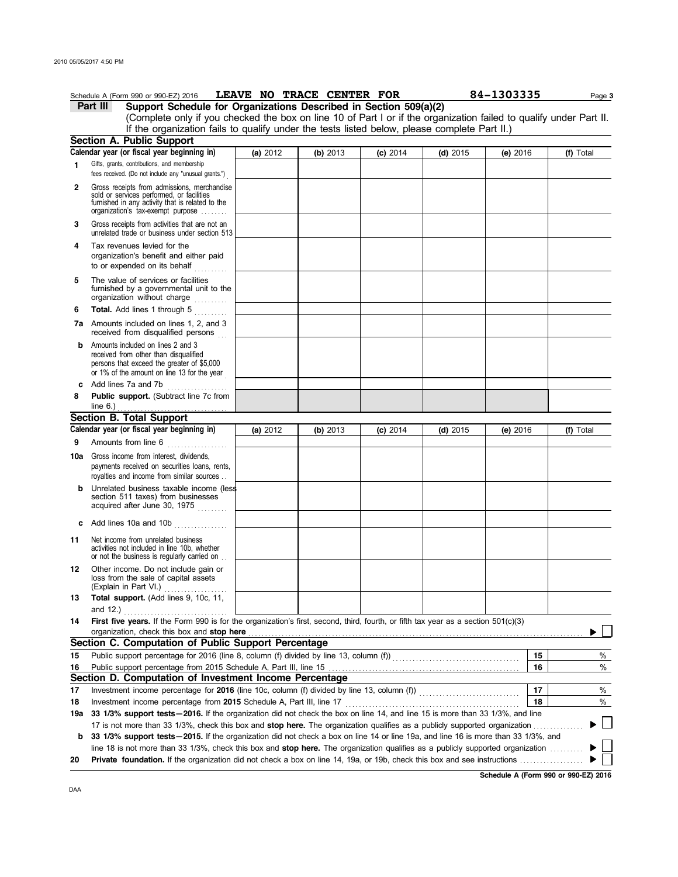Schedule A (Form 990 or 990-EZ) 2016 **LEAVE NO TRACE CENTER FOR** 84-1303335

**Part III** **Support Schedule for Organizations Described in Section 509(a)(2)**

(Complete only if you checked the box on line 10 of Part I or if the organization failed to qualify under Part II. If the organization fails to qualify under the tests listed below, please complete Part II.)

**Section A. Public Support**

| Calendar year (or fiscal year beginning in) | (a) 2012 | (b) 2013 | (c) 2014 | (d) 2015 | (e) 2016 | (f) Total |
|---|---|---|---|---|---|---|
| **1** Gifts, grants, contributions, and membership fees received. (Do not include any "unusual grants.") | | | | | | |
| **2** Gross receipts from admissions, merchandise sold or services performed, or facilities furnished in any activity that is related to the organization's tax-exempt purpose | | | | | | |
| **3** Gross receipts from activities that are not an unrelated trade or business under section 513 | | | | | | |
| **4** Tax revenues levied for the organization's benefit and either paid to or expended on its behalf | | | | | | |
| **5** The value of services or facilities furnished by a governmental unit to the organization without charge | | | | | | |
| **6** **Total.** Add lines 1 through 5 | | | | | | |
| **7a** Amounts included on lines 1, 2, and 3 received from disqualified persons | | | | | | |
| **b** Amounts included on lines 2 and 3 received from other than disqualified persons that exceed the greater of $5,000 or 1% of the amount on line 13 for the year | | | | | | |
| **c** Add lines 7a and 7b | | | | | | |
| **8** **Public support.** (Subtract line 7c from line 6.) | | | | | | |

**Section B. Total Support**

| Calendar year (or fiscal year beginning in) | (a) 2012 | (b) 2013 | (c) 2014 | (d) 2015 | (e) 2016 | (f) Total |
|---|---|---|---|---|---|---|
| **9** Amounts from line 6 | | | | | | |
| **10a** Gross income from interest, dividends, payments received on securities loans, rents, royalties and income from similar sources | | | | | | |
| **b** Unrelated business taxable income (less section 511 taxes) from businesses acquired after June 30, 1975 | | | | | | |
| **c** Add lines 10a and 10b | | | | | | |
| **11** Net income from unrelated business activities not included in line 10b, whether or not the business is regularly carried on | | | | | | |
| **12** Other income. Do not include gain or loss from the sale of capital assets (Explain in Part VI.) | | | | | | |
| **13** **Total support.** (Add lines 9, 10c, 11, and 12.) | | | | | | |

**14** **First five years.** If the Form 990 is for the organization's first, second, third, fourth, or fifth tax year as a section 501(c)(3) organization, check this box and **stop here** ▶ ☐

**Section C. Computation of Public Support Percentage**

| | | | |
|---|---|---|---|
| **15** | Public support percentage for 2016 (line 8, column (f) divided by line 13, column (f)) | 15 | % |
| **16** | Public support percentage from 2015 Schedule A, Part III, line 15 | 16 | % |

**Section D. Computation of Investment Income Percentage**

| | | | |
|---|---|---|---|
| **17** | Investment income percentage for **2016** (line 10c, column (f) divided by line 13, column (f)) | 17 | % |
| **18** | Investment income percentage from **2015** Schedule A, Part III, line 17 | 18 | % |

**19a** **33 1/3% support tests—2016.** If the organization did not check the box on line 14, and line 15 is more than 33 1/3%, and line 17 is not more than 33 1/3%, check this box and **stop here.** The organization qualifies as a publicly supported organization ▶ ☐

**b** **33 1/3% support tests—2015.** If the organization did not check a box on line 14 or line 19a, and line 16 is more than 33 1/3%, and line 18 is not more than 33 1/3%, check this box and **stop here.** The organization qualifies as a publicly supported organization ▶ ☐

**20** **Private foundation.** If the organization did not check a box on line 14, 19a, or 19b, check this box and see instructions ▶ ☐

**Schedule A (Form 990 or 990-EZ) 2016**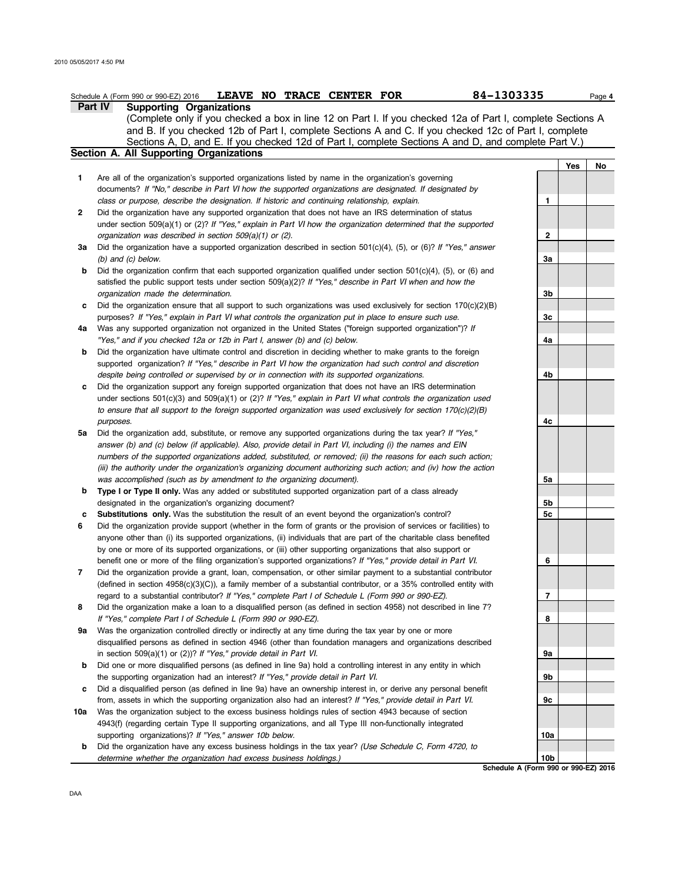Schedule A (Form 990 or 990-EZ) 2016 **LEAVE NO TRACE CENTER FOR** **84-1303335** Page **4**

## Part IV Supporting Organizations

(Complete only if you checked a box in line 12 on Part I. If you checked 12a of Part I, complete Sections A and B. If you checked 12b of Part I, complete Sections A and C. If you checked 12c of Part I, complete Sections A, D, and E. If you checked 12d of Part I, complete Sections A and D, and complete Part V.)

### Section A. All Supporting Organizations

| | | | Yes | No |
|---|---|---|---|---|
| **1** | Are all of the organization's supported organizations listed by name in the organization's governing documents? *If "No," describe in Part VI how the supported organizations are designated. If designated by class or purpose, describe the designation. If historic and continuing relationship, explain.* | 1 | | |
| **2** | Did the organization have any supported organization that does not have an IRS determination of status under section 509(a)(1) or (2)? *If "Yes," explain in Part VI how the organization determined that the supported organization was described in section 509(a)(1) or (2).* | 2 | | |
| **3a** | Did the organization have a supported organization described in section 501(c)(4), (5), or (6)? *If "Yes," answer (b) and (c) below.* | 3a | | |
| **b** | Did the organization confirm that each supported organization qualified under section 501(c)(4), (5), or (6) and satisfied the public support tests under section 509(a)(2)? *If "Yes," describe in Part VI when and how the organization made the determination.* | 3b | | |
| **c** | Did the organization ensure that all support to such organizations was used exclusively for section 170(c)(2)(B) purposes? *If "Yes," explain in Part VI what controls the organization put in place to ensure such use.* | 3c | | |
| **4a** | Was any supported organization not organized in the United States ("foreign supported organization")? *If "Yes," and if you checked 12a or 12b in Part I, answer (b) and (c) below.* | 4a | | |
| **b** | Did the organization have ultimate control and discretion in deciding whether to make grants to the foreign supported organization? *If "Yes," describe in Part VI how the organization had such control and discretion despite being controlled or supervised by or in connection with its supported organizations.* | 4b | | |
| **c** | Did the organization support any foreign supported organization that does not have an IRS determination under sections 501(c)(3) and 509(a)(1) or (2)? *If "Yes," explain in Part VI what controls the organization used to ensure that all support to the foreign supported organization was used exclusively for section 170(c)(2)(B) purposes.* | 4c | | |
| **5a** | Did the organization add, substitute, or remove any supported organizations during the tax year? *If "Yes," answer (b) and (c) below (if applicable). Also, provide detail in Part VI, including (i) the names and EIN numbers of the supported organizations added, substituted, or removed; (ii) the reasons for each such action; (iii) the authority under the organization's organizing document authorizing such action; and (iv) how the action was accomplished (such as by amendment to the organizing document).* | 5a | | |
| **b** | **Type I or Type II only.** Was any added or substituted supported organization part of a class already designated in the organization's organizing document? | 5b | | |
| **c** | **Substitutions only.** Was the substitution the result of an event beyond the organization's control? | 5c | | |
| **6** | Did the organization provide support (whether in the form of grants or the provision of services or facilities) to anyone other than (i) its supported organizations, (ii) individuals that are part of the charitable class benefited by one or more of its supported organizations, or (iii) other supporting organizations that also support or benefit one or more of the filing organization's supported organizations? *If "Yes," provide detail in Part VI.* | 6 | | |
| **7** | Did the organization provide a grant, loan, compensation, or other similar payment to a substantial contributor (defined in section 4958(c)(3)(C)), a family member of a substantial contributor, or a 35% controlled entity with regard to a substantial contributor? *If "Yes," complete Part I of Schedule L (Form 990 or 990-EZ).* | 7 | | |
| **8** | Did the organization make a loan to a disqualified person (as defined in section 4958) not described in line 7? *If "Yes," complete Part I of Schedule L (Form 990 or 990-EZ).* | 8 | | |
| **9a** | Was the organization controlled directly or indirectly at any time during the tax year by one or more disqualified persons as defined in section 4946 (other than foundation managers and organizations described in section 509(a)(1) or (2))? *If "Yes," provide detail in Part VI.* | 9a | | |
| **b** | Did one or more disqualified persons (as defined in line 9a) hold a controlling interest in any entity in which the supporting organization had an interest? *If "Yes," provide detail in Part VI.* | 9b | | |
| **c** | Did a disqualified person (as defined in line 9a) have an ownership interest in, or derive any personal benefit from, assets in which the supporting organization also had an interest? *If "Yes," provide detail in Part VI.* | 9c | | |
| **10a** | Was the organization subject to the excess business holdings rules of section 4943 because of section 4943(f) (regarding certain Type II supporting organizations, and all Type III non-functionally integrated supporting organizations)? *If "Yes," answer 10b below.* | 10a | | |
| **b** | Did the organization have any excess business holdings in the tax year? *(Use Schedule C, Form 4720, to determine whether the organization had excess business holdings.)* | 10b | | |

**Schedule A (Form 990 or 990-EZ) 2016**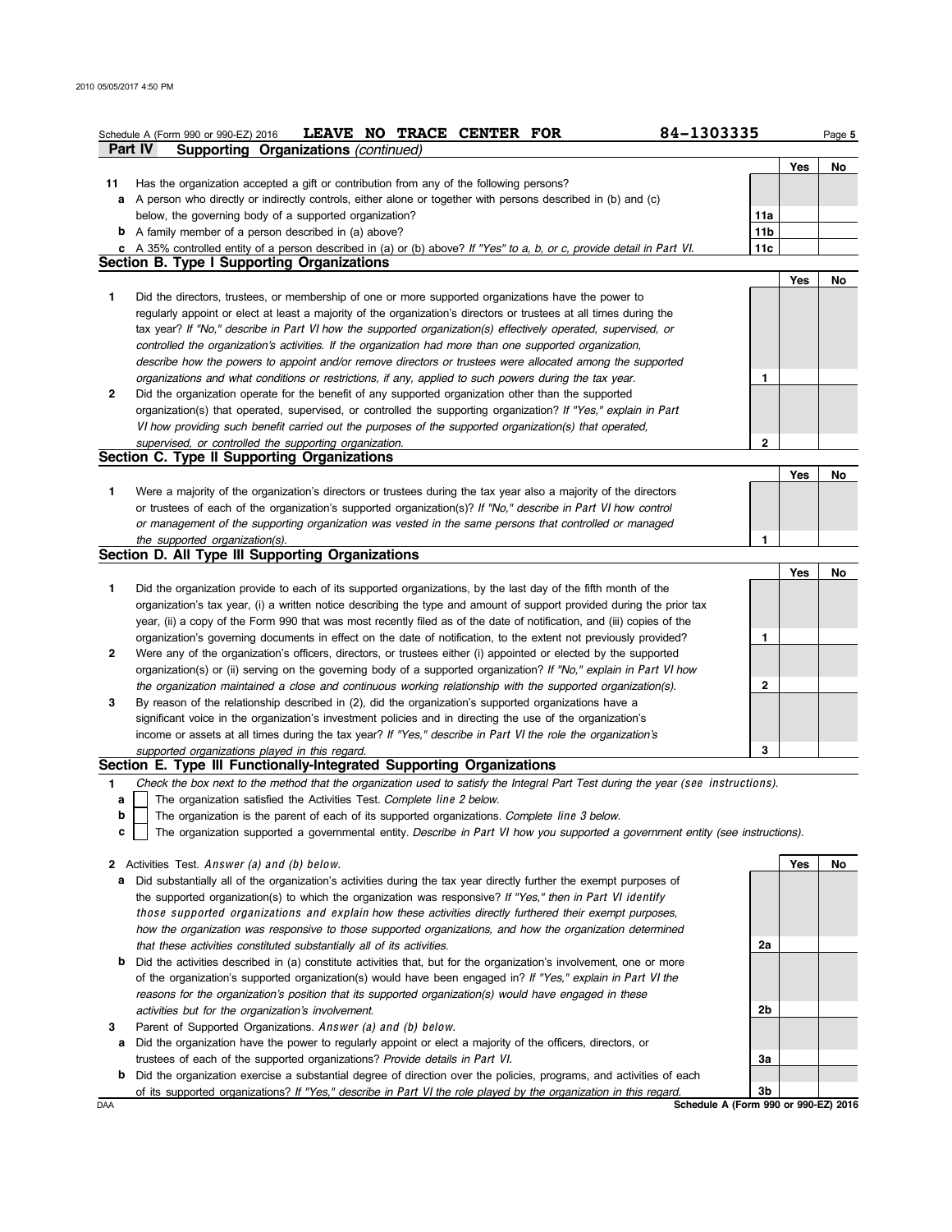Schedule A (Form 990 or 990-EZ) 2016 **LEAVE NO TRACE CENTER FOR** 84-1303335

## Part IV Supporting Organizations *(continued)*

| | | | Yes | No |
|---|---|---|---|---|
| **11** | Has the organization accepted a gift or contribution from any of the following persons? | | | |
| **a** | A person who directly or indirectly controls, either alone or together with persons described in (b) and (c) below, the governing body of a supported organization? | **11a** | | |
| **b** | A family member of a person described in (a) above? | **11b** | | |
| **c** | A 35% controlled entity of a person described in (a) or (b) above? *If "Yes" to a, b, or c, provide detail in Part VI.* | **11c** | | |

### Section B. Type I Supporting Organizations

| | | | Yes | No |
|---|---|---|---|---|
| **1** | Did the directors, trustees, or membership of one or more supported organizations have the power to regularly appoint or elect at least a majority of the organization's directors or trustees at all times during the tax year? *If "No," describe in Part VI how the supported organization(s) effectively operated, supervised, or controlled the organization's activities. If the organization had more than one supported organization, describe how the powers to appoint and/or remove directors or trustees were allocated among the supported organizations and what conditions or restrictions, if any, applied to such powers during the tax year.* | **1** | | |
| **2** | Did the organization operate for the benefit of any supported organization other than the supported organization(s) that operated, supervised, or controlled the supporting organization? *If "Yes," explain in Part VI how providing such benefit carried out the purposes of the supported organization(s) that operated, supervised, or controlled the supporting organization.* | **2** | | |

### Section C. Type II Supporting Organizations

| | | | Yes | No |
|---|---|---|---|---|
| **1** | Were a majority of the organization's directors or trustees during the tax year also a majority of the directors or trustees of each of the organization's supported organization(s)? *If "No," describe in Part VI how control or management of the supporting organization was vested in the same persons that controlled or managed the supported organization(s).* | **1** | | |

### Section D. All Type III Supporting Organizations

| | | | Yes | No |
|---|---|---|---|---|
| **1** | Did the organization provide to each of its supported organizations, by the last day of the fifth month of the organization's tax year, (i) a written notice describing the type and amount of support provided during the prior tax year, (ii) a copy of the Form 990 that was most recently filed as of the date of notification, and (iii) copies of the organization's governing documents in effect on the date of notification, to the extent not previously provided? | **1** | | |
| **2** | Were any of the organization's officers, directors, or trustees either (i) appointed or elected by the supported organization(s) or (ii) serving on the governing body of a supported organization? *If "No," explain in Part VI how the organization maintained a close and continuous working relationship with the supported organization(s).* | **2** | | |
| **3** | By reason of the relationship described in (2), did the organization's supported organizations have a significant voice in the organization's investment policies and in directing the use of the organization's income or assets at all times during the tax year? *If "Yes," describe in Part VI the role the organization's supported organizations played in this regard.* | **3** | | |

### Section E. Type III Functionally-Integrated Supporting Organizations

**1** *Check the box next to the method that the organization used to satisfy the Integral Part Test during the year (see instructions).*

- **a** ☐ The organization satisfied the Activities Test. *Complete line 2 below.*
- **b** ☐ The organization is the parent of each of its supported organizations. *Complete line 3 below.*
- **c** ☐ The organization supported a governmental entity. *Describe in Part VI how you supported a government entity (see instructions).*

| | | | Yes | No |
|---|---|---|---|---|
| **2** | Activities Test. *Answer (a) and (b) below.* | | | |
| **a** | Did substantially all of the organization's activities during the tax year directly further the exempt purposes of the supported organization(s) to which the organization was responsive? *If "Yes," then in Part VI identify those supported organizations and explain how these activities directly furthered their exempt purposes, how the organization was responsive to those supported organizations, and how the organization determined that these activities constituted substantially all of its activities.* | **2a** | | |
| **b** | Did the activities described in (a) constitute activities that, but for the organization's involvement, one or more of the organization's supported organization(s) would have been engaged in? *If "Yes," explain in Part VI the reasons for the organization's position that its supported organization(s) would have engaged in these activities but for the organization's involvement.* | **2b** | | |
| **3** | Parent of Supported Organizations. *Answer (a) and (b) below.* | | | |
| **a** | Did the organization have the power to regularly appoint or elect a majority of the officers, directors, or trustees of each of the supported organizations? *Provide details in Part VI.* | **3a** | | |
| **b** | Did the organization exercise a substantial degree of direction over the policies, programs, and activities of each of its supported organizations? *If "Yes," describe in Part VI the role played by the organization in this regard.* | **3b** | | |

DAA **Schedule A (Form 990 or 990-EZ) 2016**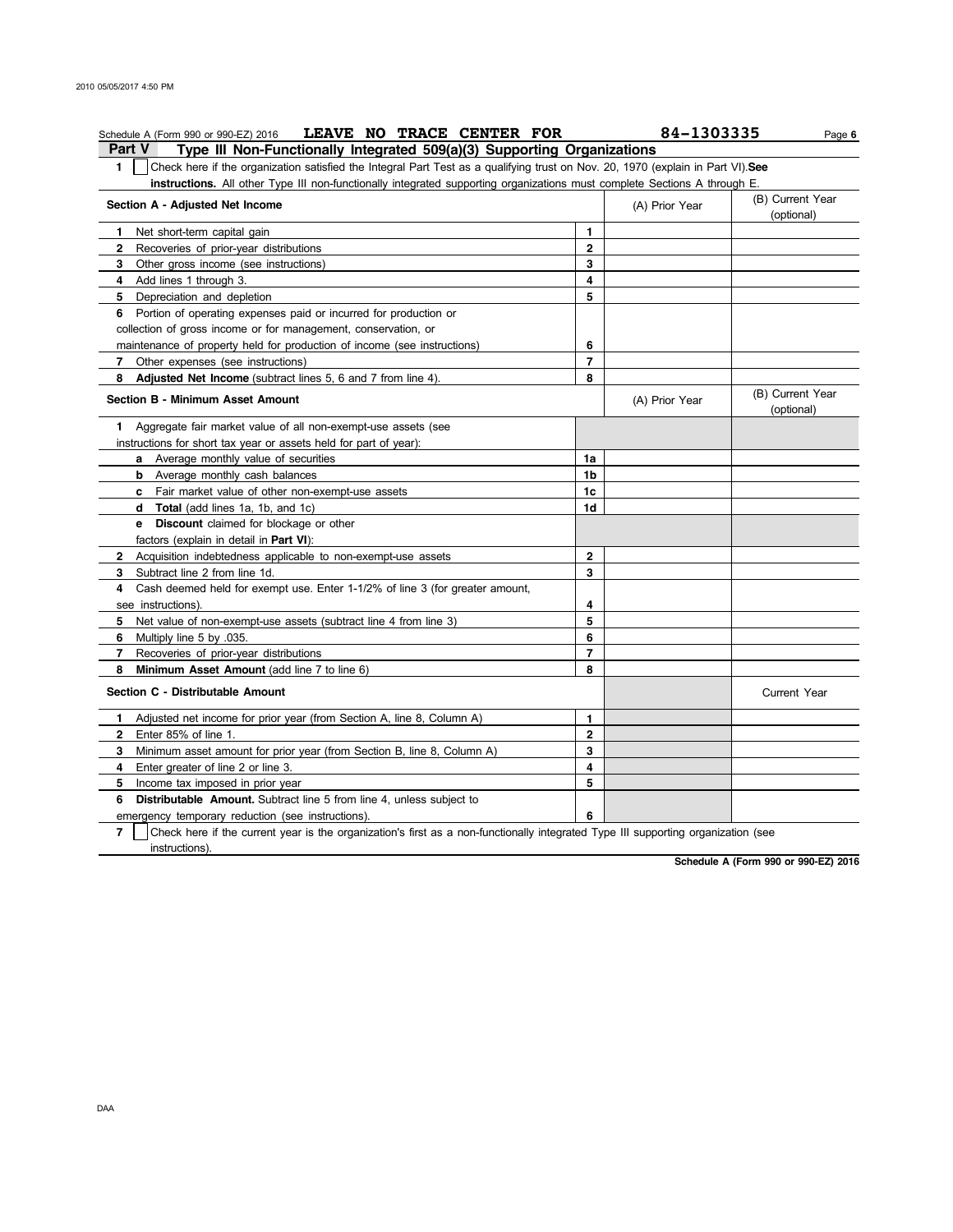Schedule A (Form 990 or 990-EZ) 2016 **LEAVE NO TRACE CENTER FOR** 84-1303335

## Part V Type III Non-Functionally Integrated 509(a)(3) Supporting Organizations

**1** ☐ Check here if the organization satisfied the Integral Part Test as a qualifying trust on Nov. 20, 1970 (explain in Part VI). **See instructions.** All other Type III non-functionally integrated supporting organizations must complete Sections A through E.

| Section A - Adjusted Net Income | | (A) Prior Year | (B) Current Year (optional) |
|---|---|---|---|
| 1 Net short-term capital gain | 1 | | |
| 2 Recoveries of prior-year distributions | 2 | | |
| 3 Other gross income (see instructions) | 3 | | |
| 4 Add lines 1 through 3. | 4 | | |
| 5 Depreciation and depletion | 5 | | |
| 6 Portion of operating expenses paid or incurred for production or collection of gross income or for management, conservation, or maintenance of property held for production of income (see instructions) | 6 | | |
| 7 Other expenses (see instructions) | 7 | | |
| 8 **Adjusted Net Income** (subtract lines 5, 6 and 7 from line 4). | 8 | | |

| Section B - Minimum Asset Amount | | (A) Prior Year | (B) Current Year (optional) |
|---|---|---|---|
| 1 Aggregate fair market value of all non-exempt-use assets (see instructions for short tax year or assets held for part of year): | | | |
| a Average monthly value of securities | 1a | | |
| b Average monthly cash balances | 1b | | |
| c Fair market value of other non-exempt-use assets | 1c | | |
| d **Total** (add lines 1a, 1b, and 1c) | 1d | | |
| e **Discount** claimed for blockage or other factors (explain in detail in **Part VI**): | | | |
| 2 Acquisition indebtedness applicable to non-exempt-use assets | 2 | | |
| 3 Subtract line 2 from line 1d. | 3 | | |
| 4 Cash deemed held for exempt use. Enter 1-1/2% of line 3 (for greater amount, see instructions). | 4 | | |
| 5 Net value of non-exempt-use assets (subtract line 4 from line 3) | 5 | | |
| 6 Multiply line 5 by .035. | 6 | | |
| 7 Recoveries of prior-year distributions | 7 | | |
| 8 **Minimum Asset Amount** (add line 7 to line 6) | 8 | | |

| Section C - Distributable Amount | | | Current Year |
|---|---|---|---|
| 1 Adjusted net income for prior year (from Section A, line 8, Column A) | 1 | | |
| 2 Enter 85% of line 1. | 2 | | |
| 3 Minimum asset amount for prior year (from Section B, line 8, Column A) | 3 | | |
| 4 Enter greater of line 2 or line 3. | 4 | | |
| 5 Income tax imposed in prior year | 5 | | |
| 6 **Distributable Amount.** Subtract line 5 from line 4, unless subject to emergency temporary reduction (see instructions). | 6 | | |

**7** ☐ Check here if the current year is the organization's first as a non-functionally integrated Type III supporting organization (see instructions).

**Schedule A (Form 990 or 990-EZ) 2016**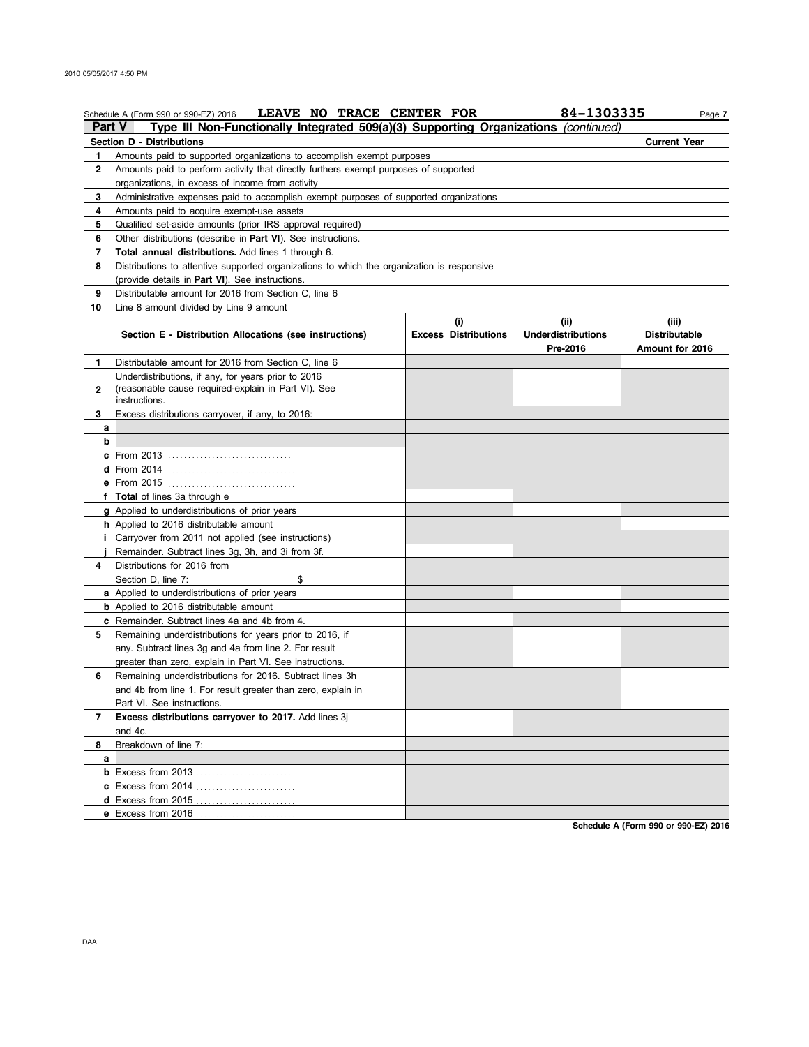Schedule A (Form 990 or 990-EZ) 2016 **LEAVE NO TRACE CENTER FOR** **84-1303335**

**Part V** **Type III Non-Functionally Integrated 509(a)(3) Supporting Organizations** *(continued)*

| **Section D - Distributions** | | **Current Year** |
|---|---|---|
| 1 | Amounts paid to supported organizations to accomplish exempt purposes | |
| 2 | Amounts paid to perform activity that directly furthers exempt purposes of supported organizations, in excess of income from activity | |
| 3 | Administrative expenses paid to accomplish exempt purposes of supported organizations | |
| 4 | Amounts paid to acquire exempt-use assets | |
| 5 | Qualified set-aside amounts (prior IRS approval required) | |
| 6 | Other distributions (describe in **Part VI**). See instructions. | |
| 7 | **Total annual distributions.** Add lines 1 through 6. | |
| 8 | Distributions to attentive supported organizations to which the organization is responsive (provide details in **Part VI**). See instructions. | |
| 9 | Distributable amount for 2016 from Section C, line 6 | |
| 10 | Line 8 amount divided by Line 9 amount | |

| | **Section E - Distribution Allocations (see instructions)** | **(i) Excess Distributions** | **(ii) Underdistributions Pre-2016** | **(iii) Distributable Amount for 2016** |
|---|---|---|---|---|
| 1 | Distributable amount for 2016 from Section C, line 6 | | | |
| 2 | Underdistributions, if any, for years prior to 2016 (reasonable cause required-explain in Part VI). See instructions. | | | |
| 3 | Excess distributions carryover, if any, to 2016: | | | |
| a | | | | |
| b | | | | |
| c | From 2013 | | | |
| d | From 2014 | | | |
| e | From 2015 | | | |
| f | **Total** of lines 3a through e | | | |
| g | Applied to underdistributions of prior years | | | |
| h | Applied to 2016 distributable amount | | | |
| i | Carryover from 2011 not applied (see instructions) | | | |
| j | Remainder. Subtract lines 3g, 3h, and 3i from 3f. | | | |
| 4 | Distributions for 2016 from Section D, line 7: $ | | | |
| a | Applied to underdistributions of prior years | | | |
| b | Applied to 2016 distributable amount | | | |
| c | Remainder. Subtract lines 4a and 4b from 4. | | | |
| 5 | Remaining underdistributions for years prior to 2016, if any. Subtract lines 3g and 4a from line 2. For result greater than zero, explain in Part VI. See instructions. | | | |
| 6 | Remaining underdistributions for 2016. Subtract lines 3h and 4b from line 1. For result greater than zero, explain in Part VI. See instructions. | | | |
| 7 | **Excess distributions carryover to 2017.** Add lines 3j and 4c. | | | |
| 8 | Breakdown of line 7: | | | |
| a | | | | |
| b | Excess from 2013 | | | |
| c | Excess from 2014 | | | |
| d | Excess from 2015 | | | |
| e | Excess from 2016 | | | |

**Schedule A (Form 990 or 990-EZ) 2016**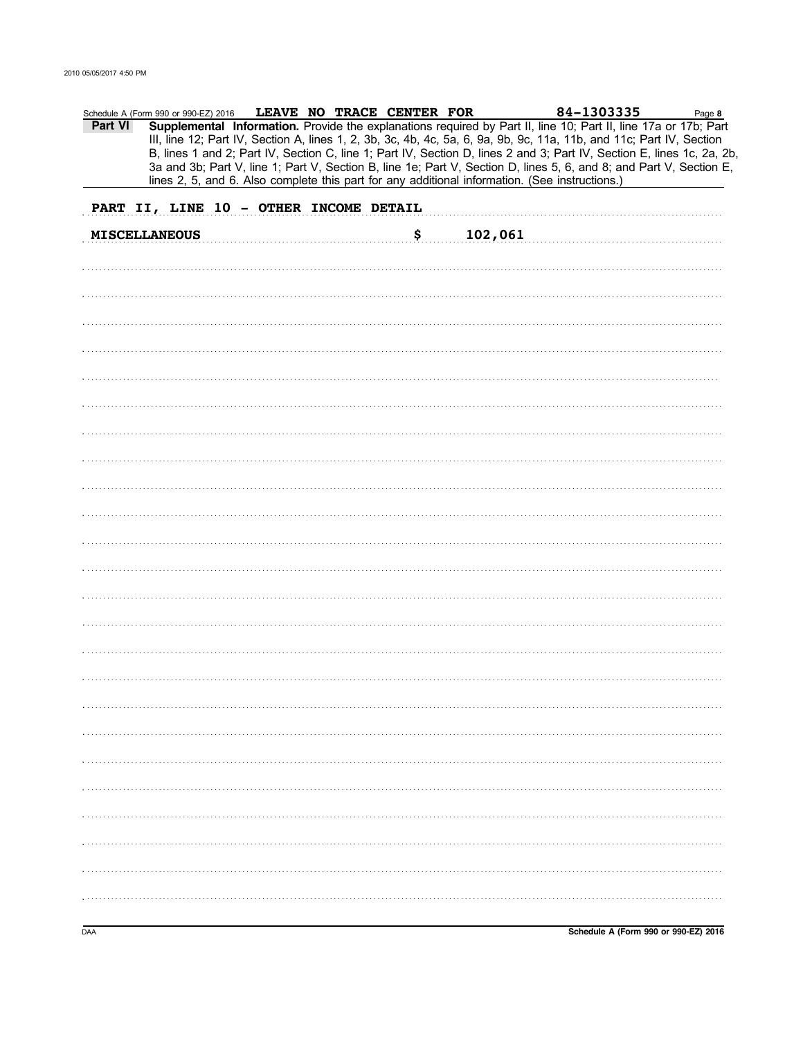Schedule A (Form 990 or 990-EZ) 2016 **LEAVE NO TRACE CENTER FOR** **84-1303335** Page **8**

**Part VI** **Supplemental Information.** Provide the explanations required by Part II, line 10; Part II, line 17a or 17b; Part III, line 12; Part IV, Section A, lines 1, 2, 3b, 3c, 4b, 4c, 5a, 6, 9a, 9b, 9c, 11a, 11b, and 11c; Part IV, Section B, lines 1 and 2; Part IV, Section C, line 1; Part IV, Section D, lines 2 and 3; Part IV, Section E, lines 1c, 2a, 2b, 3a and 3b; Part V, line 1; Part V, Section B, line 1e; Part V, Section D, lines 5, 6, and 8; and Part V, Section E, lines 2, 5, and 6. Also complete this part for any additional information. (See instructions.)

**PART II, LINE 10 - OTHER INCOME DETAIL**

**MISCELLANEOUS** **$ 102,061**

DAA **Schedule A (Form 990 or 990-EZ) 2016**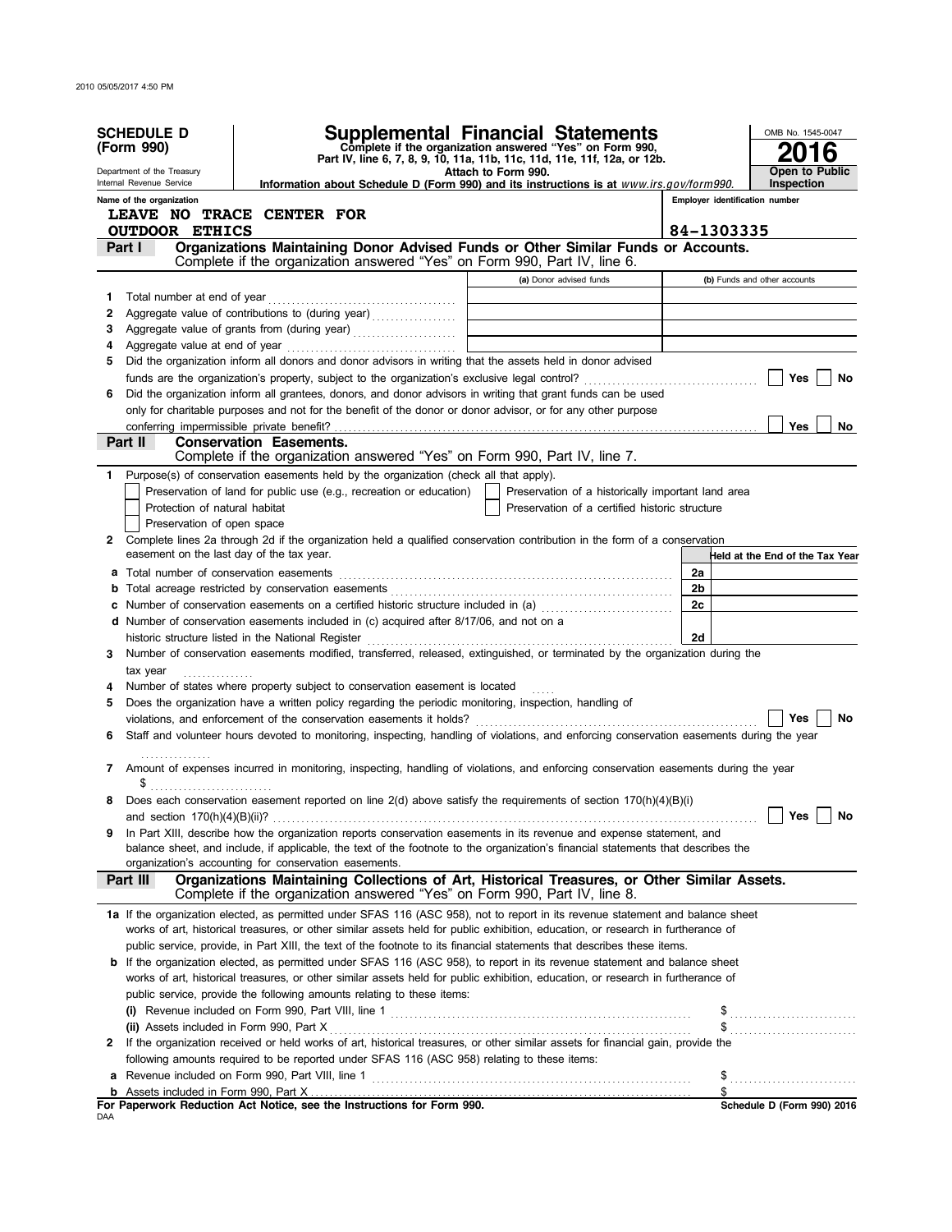**SCHEDULE D (Form 990)**

Department of the Treasury
Internal Revenue Service

# Supplemental Financial Statements

**Complete if the organization answered "Yes" on Form 990, Part IV, line 6, 7, 8, 9, 10, 11a, 11b, 11c, 11d, 11e, 11f, 12a, or 12b.**

**Attach to Form 990.**

**Information about Schedule D (Form 990) and its instructions is at** *www.irs.gov/form990.*

OMB No. 1545-0047

**2016**

**Open to Public Inspection**

Name of the organization: LEAVE NO TRACE CENTER FOR OUTDOOR ETHICS

Employer identification number: 84-1303335

## Part I Organizations Maintaining Donor Advised Funds or Other Similar Funds or Accounts.

Complete if the organization answered "Yes" on Form 990, Part IV, line 6.

| | | (a) Donor advised funds | (b) Funds and other accounts |
|---|---|---|---|
| 1 | Total number at end of year | | |
| 2 | Aggregate value of contributions to (during year) | | |
| 3 | Aggregate value of grants from (during year) | | |
| 4 | Aggregate value at end of year | | |

5 Did the organization inform all donors and donor advisors in writing that the assets held in donor advised funds are the organization's property, subject to the organization's exclusive legal control? ☐ Yes ☐ No

6 Did the organization inform all grantees, donors, and donor advisors in writing that grant funds can be used only for charitable purposes and not for the benefit of the donor or donor advisor, or for any other purpose conferring impermissible private benefit? ☐ Yes ☐ No

## Part II Conservation Easements.

Complete if the organization answered "Yes" on Form 990, Part IV, line 7.

1 Purpose(s) of conservation easements held by the organization (check all that apply).

- ☐ Preservation of land for public use (e.g., recreation or education)
- ☐ Protection of natural habitat
- ☐ Preservation of open space
- ☐ Preservation of a historically important land area
- ☐ Preservation of a certified historic structure

2 Complete lines 2a through 2d if the organization held a qualified conservation contribution in the form of a conservation easement on the last day of the tax year.

| | | | Held at the End of the Tax Year |
|---|---|---|---|
| a | Total number of conservation easements | 2a | |
| b | Total acreage restricted by conservation easements | 2b | |
| c | Number of conservation easements on a certified historic structure included in (a) | 2c | |
| d | Number of conservation easements included in (c) acquired after 8/17/06, and not on a historic structure listed in the National Register | 2d | |

3 Number of conservation easements modified, transferred, released, extinguished, or terminated by the organization during the tax year

4 Number of states where property subject to conservation easement is located

5 Does the organization have a written policy regarding the periodic monitoring, inspection, handling of violations, and enforcement of the conservation easements it holds? ☐ Yes ☐ No

6 Staff and volunteer hours devoted to monitoring, inspecting, handling of violations, and enforcing conservation easements during the year

7 Amount of expenses incurred in monitoring, inspecting, handling of violations, and enforcing conservation easements during the year
$

8 Does each conservation easement reported on line 2(d) above satisfy the requirements of section 170(h)(4)(B)(i) and section 170(h)(4)(B)(ii)? ☐ Yes ☐ No

9 In Part XIII, describe how the organization reports conservation easements in its revenue and expense statement, and balance sheet, and include, if applicable, the text of the footnote to the organization's financial statements that describes the organization's accounting for conservation easements.

## Part III Organizations Maintaining Collections of Art, Historical Treasures, or Other Similar Assets.

Complete if the organization answered "Yes" on Form 990, Part IV, line 8.

1a If the organization elected, as permitted under SFAS 116 (ASC 958), not to report in its revenue statement and balance sheet works of art, historical treasures, or other similar assets held for public exhibition, education, or research in furtherance of public service, provide, in Part XIII, the text of the footnote to its financial statements that describes these items.

b If the organization elected, as permitted under SFAS 116 (ASC 958), to report in its revenue statement and balance sheet works of art, historical treasures, or other similar assets held for public exhibition, education, or research in furtherance of public service, provide the following amounts relating to these items:

(i) Revenue included on Form 990, Part VIII, line 1 $

(ii) Assets included in Form 990, Part X $

2 If the organization received or held works of art, historical treasures, or other similar assets for financial gain, provide the following amounts required to be reported under SFAS 116 (ASC 958) relating to these items:

a Revenue included on Form 990, Part VIII, line 1 $

b Assets included in Form 990, Part X $

**For Paperwork Reduction Act Notice, see the Instructions for Form 990.**

**Schedule D (Form 990) 2016**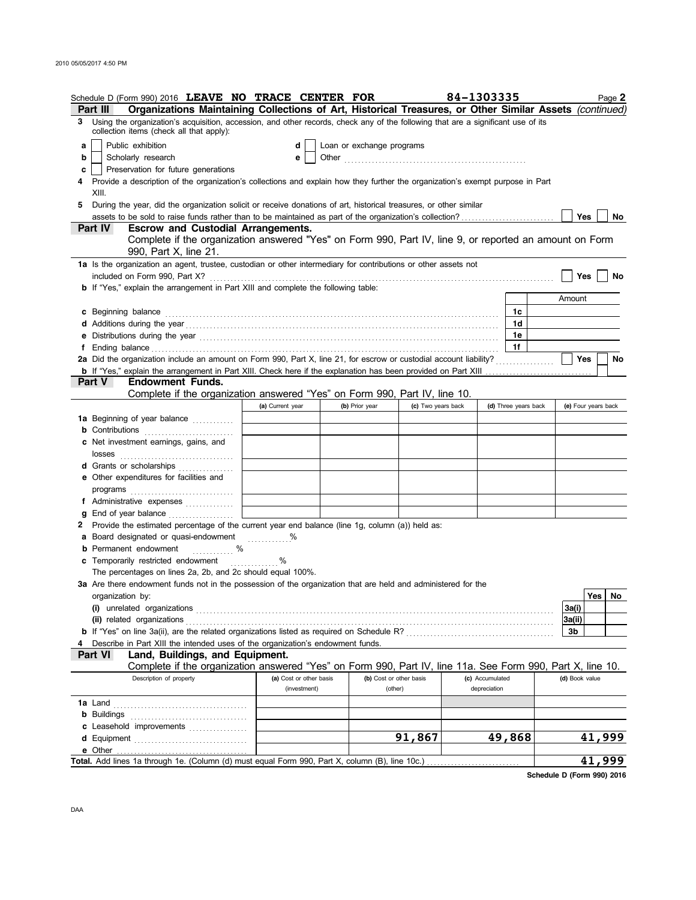Schedule D (Form 990) 2016 **LEAVE NO TRACE CENTER FOR** **84-1303335** Page **2**

## Part III Organizations Maintaining Collections of Art, Historical Treasures, or Other Similar Assets *(continued)*

**3** Using the organization's acquisition, accession, and other records, check any of the following that are a significant use of its collection items (check all that apply):

- **a** ☐ Public exhibition
- **b** ☐ Scholarly research
- **c** ☐ Preservation for future generations
- **d** ☐ Loan or exchange programs
- **e** ☐ Other ............

**4** Provide a description of the organization's collections and explain how they further the organization's exempt purpose in Part XIII.

**5** During the year, did the organization solicit or receive donations of art, historical treasures, or other similar assets to be sold to raise funds rather than to be maintained as part of the organization's collection? ☐ Yes ☐ No

## Part IV Escrow and Custodial Arrangements.

Complete if the organization answered "Yes" on Form 990, Part IV, line 9, or reported an amount on Form 990, Part X, line 21.

**1a** Is the organization an agent, trustee, custodian or other intermediary for contributions or other assets not included on Form 990, Part X? ☐ Yes ☐ No

**b** If "Yes," explain the arrangement in Part XIII and complete the following table:

| | | Amount |
|---|---|---|
| **c** Beginning balance | 1c | |
| **d** Additions during the year | 1d | |
| **e** Distributions during the year | 1e | |
| **f** Ending balance | 1f | |

**2a** Did the organization include an amount on Form 990, Part X, line 21, for escrow or custodial account liability? ☐ Yes ☐ No

**b** If "Yes," explain the arrangement in Part XIII. Check here if the explanation has been provided on Part XIII ☐

## Part V Endowment Funds.

Complete if the organization answered "Yes" on Form 990, Part IV, line 10.

| | (a) Current year | (b) Prior year | (c) Two years back | (d) Three years back | (e) Four years back |
|---|---|---|---|---|---|
| **1a** Beginning of year balance | | | | | |
| **b** Contributions | | | | | |
| **c** Net investment earnings, gains, and losses | | | | | |
| **d** Grants or scholarships | | | | | |
| **e** Other expenditures for facilities and programs | | | | | |
| **f** Administrative expenses | | | | | |
| **g** End of year balance | | | | | |

**2** Provide the estimated percentage of the current year end balance (line 1g, column (a)) held as:

- **a** Board designated or quasi-endowment ......%
- **b** Permanent endowment ......%
- **c** Temporarily restricted endowment ......%

The percentages on lines 2a, 2b, and 2c should equal 100%.

**3a** Are there endowment funds not in the possession of the organization that are held and administered for the organization by:

| | | Yes | No |
|---|---|---|---|
| **(i)** unrelated organizations | 3a(i) | | |
| **(ii)** related organizations | 3a(ii) | | |
| **b** If "Yes" on line 3a(ii), are the related organizations listed as required on Schedule R? | 3b | | |

**4** Describe in Part XIII the intended uses of the organization's endowment funds.

## Part VI Land, Buildings, and Equipment.

Complete if the organization answered "Yes" on Form 990, Part IV, line 11a. See Form 990, Part X, line 10.

| Description of property | (a) Cost or other basis (investment) | (b) Cost or other basis (other) | (c) Accumulated depreciation | (d) Book value |
|---|---|---|---|---|
| **1a** Land | | | | |
| **b** Buildings | | | | |
| **c** Leasehold improvements | | | | |
| **d** Equipment | | 91,867 | 49,868 | 41,999 |
| **e** Other | | | | |
| **Total.** Add lines 1a through 1e. (Column (d) must equal Form 990, Part X, column (B), line 10c.) | | | | 41,999 |

Schedule D (Form 990) 2016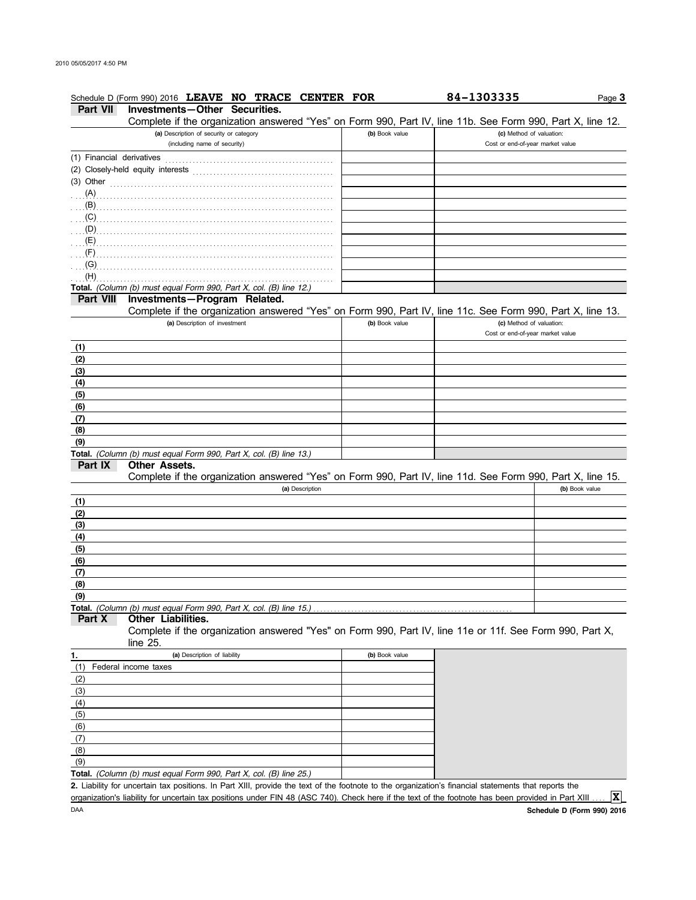Schedule D (Form 990) 2016 **LEAVE NO TRACE CENTER FOR** **84-1303335** Page **3**

## Part VII Investments—Other Securities.

Complete if the organization answered "Yes" on Form 990, Part IV, line 11b. See Form 990, Part X, line 12.

| (a) Description of security or category (including name of security) | (b) Book value | (c) Method of valuation: Cost or end-of-year market value |
|---|---|---|
| (1) Financial derivatives | | |
| (2) Closely-held equity interests | | |
| (3) Other | | |
| (A) | | |
| (B) | | |
| (C) | | |
| (D) | | |
| (E) | | |
| (F) | | |
| (G) | | |
| (H) | | |
| **Total.** *(Column (b) must equal Form 990, Part X, col. (B) line 12.)* | | |

## Part VIII Investments—Program Related.

Complete if the organization answered "Yes" on Form 990, Part IV, line 11c. See Form 990, Part X, line 13.

| (a) Description of investment | (b) Book value | (c) Method of valuation: Cost or end-of-year market value |
|---|---|---|
| (1) | | |
| (2) | | |
| (3) | | |
| (4) | | |
| (5) | | |
| (6) | | |
| (7) | | |
| (8) | | |
| (9) | | |
| **Total.** *(Column (b) must equal Form 990, Part X, col. (B) line 13.)* | | |

## Part IX Other Assets.

Complete if the organization answered "Yes" on Form 990, Part IV, line 11d. See Form 990, Part X, line 15.

| (a) Description | (b) Book value |
|---|---|
| (1) | |
| (2) | |
| (3) | |
| (4) | |
| (5) | |
| (6) | |
| (7) | |
| (8) | |
| (9) | |
| **Total.** *(Column (b) must equal Form 990, Part X, col. (B) line 15.)* | |

## Part X Other Liabilities.

Complete if the organization answered "Yes" on Form 990, Part IV, line 11e or 11f. See Form 990, Part X, line 25.

| 1. (a) Description of liability | (b) Book value |
|---|---|
| (1) Federal income taxes | |
| (2) | |
| (3) | |
| (4) | |
| (5) | |
| (6) | |
| (7) | |
| (8) | |
| (9) | |
| **Total.** *(Column (b) must equal Form 990, Part X, col. (B) line 25.)* | |

**2.** Liability for uncertain tax positions. In Part XIII, provide the text of the footnote to the organization's financial statements that reports the organization's liability for uncertain tax positions under FIN 48 (ASC 740). Check here if the text of the footnote has been provided in Part XIII .... **X**

DAA **Schedule D (Form 990) 2016**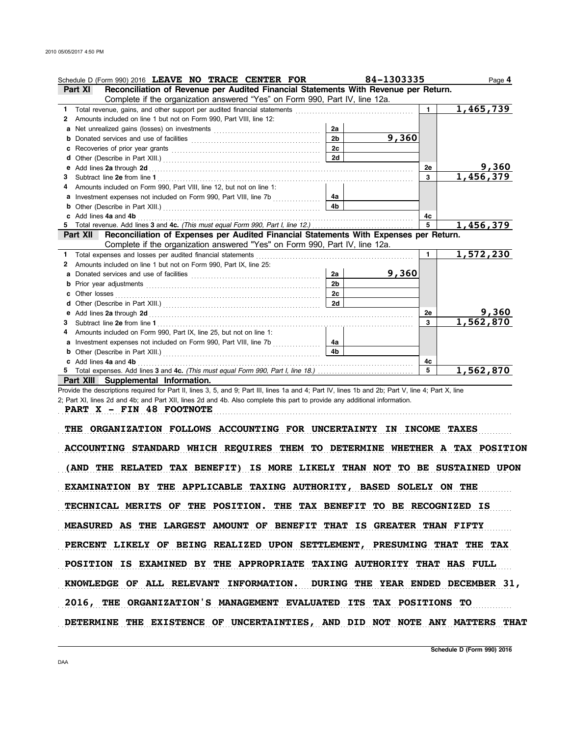Schedule D (Form 990) 2016 **LEAVE NO TRACE CENTER FOR** **84-1303335** Page **4**

## Part XI Reconciliation of Revenue per Audited Financial Statements With Revenue per Return.

Complete if the organization answered "Yes" on Form 990, Part IV, line 12a.

| | | | | | |
|---|---|---|---|---|---|
| **1** | Total revenue, gains, and other support per audited financial statements | | | 1 | 1,465,739 |
| **2** | Amounts included on line 1 but not on Form 990, Part VIII, line 12: | | | | |
| **a** | Net unrealized gains (losses) on investments | 2a | | | |
| **b** | Donated services and use of facilities | 2b | 9,360 | | |
| **c** | Recoveries of prior year grants | 2c | | | |
| **d** | Other (Describe in Part XIII.) | 2d | | | |
| **e** | Add lines **2a** through **2d** | | | 2e | 9,360 |
| **3** | Subtract line **2e** from line **1** | | | 3 | 1,456,379 |
| **4** | Amounts included on Form 990, Part VIII, line 12, but not on line 1: | | | | |
| **a** | Investment expenses not included on Form 990, Part VIII, line 7b | 4a | | | |
| **b** | Other (Describe in Part XIII.) | 4b | | | |
| **c** | Add lines **4a** and **4b** | | | 4c | |
| **5** | Total revenue. Add lines **3** and **4c.** *(This must equal Form 990, Part I, line 12.)* | | | 5 | 1,456,379 |

## Part XII Reconciliation of Expenses per Audited Financial Statements With Expenses per Return.

Complete if the organization answered "Yes" on Form 990, Part IV, line 12a.

| | | | | | |
|---|---|---|---|---|---|
| **1** | Total expenses and losses per audited financial statements | | | 1 | 1,572,230 |
| **2** | Amounts included on line 1 but not on Form 990, Part IX, line 25: | | | | |
| **a** | Donated services and use of facilities | 2a | 9,360 | | |
| **b** | Prior year adjustments | 2b | | | |
| **c** | Other losses | 2c | | | |
| **d** | Other (Describe in Part XIII.) | 2d | | | |
| **e** | Add lines **2a** through **2d** | | | 2e | 9,360 |
| **3** | Subtract line **2e** from line **1** | | | 3 | 1,562,870 |
| **4** | Amounts included on Form 990, Part IX, line 25, but not on line 1: | | | | |
| **a** | Investment expenses not included on Form 990, Part VIII, line 7b | 4a | | | |
| **b** | Other (Describe in Part XIII.) | 4b | | | |
| **c** | Add lines **4a** and **4b** | | | 4c | |
| **5** | Total expenses. Add lines **3** and **4c.** *(This must equal Form 990, Part I, line 18.)* | | | 5 | 1,562,870 |

## Part XIII Supplemental Information.

Provide the descriptions required for Part II, lines 3, 5, and 9; Part III, lines 1a and 4; Part IV, lines 1b and 2b; Part V, line 4; Part X, line 2; Part XI, lines 2d and 4b; and Part XII, lines 2d and 4b. Also complete this part to provide any additional information.

**PART X - FIN 48 FOOTNOTE**

**THE ORGANIZATION FOLLOWS ACCOUNTING FOR UNCERTAINTY IN INCOME TAXES ACCOUNTING STANDARD WHICH REQUIRES THEM TO DETERMINE WHETHER A TAX POSITION (AND THE RELATED TAX BENEFIT) IS MORE LIKELY THAN NOT TO BE SUSTAINED UPON EXAMINATION BY THE APPLICABLE TAXING AUTHORITY, BASED SOLELY ON THE TECHNICAL MERITS OF THE POSITION. THE TAX BENEFIT TO BE RECOGNIZED IS MEASURED AS THE LARGEST AMOUNT OF BENEFIT THAT IS GREATER THAN FIFTY PERCENT LIKELY OF BEING REALIZED UPON SETTLEMENT, PRESUMING THAT THE TAX POSITION IS EXAMINED BY THE APPROPRIATE TAXING AUTHORITY THAT HAS FULL KNOWLEDGE OF ALL RELEVANT INFORMATION. DURING THE YEAR ENDED DECEMBER 31, 2016, THE ORGANIZATION'S MANAGEMENT EVALUATED ITS TAX POSITIONS TO DETERMINE THE EXISTENCE OF UNCERTAINTIES, AND DID NOT NOTE ANY MATTERS THAT**

Schedule D (Form 990) 2016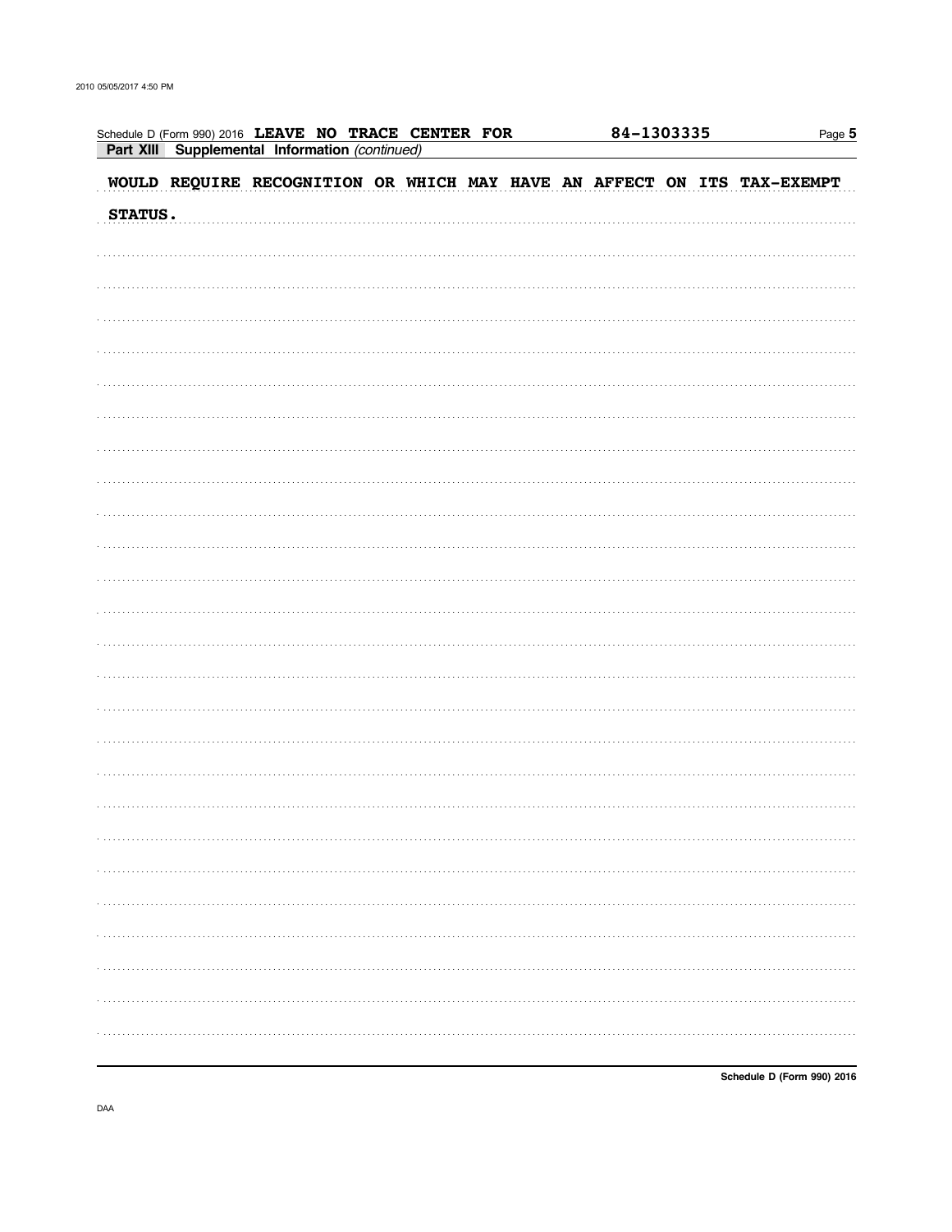Schedule D (Form 990) 2016 **LEAVE NO TRACE CENTER FOR** 84-1303335

**Part XIII Supplemental Information** *(continued)*

WOULD REQUIRE RECOGNITION OR WHICH MAY HAVE AN AFFECT ON ITS TAX-EXEMPT STATUS.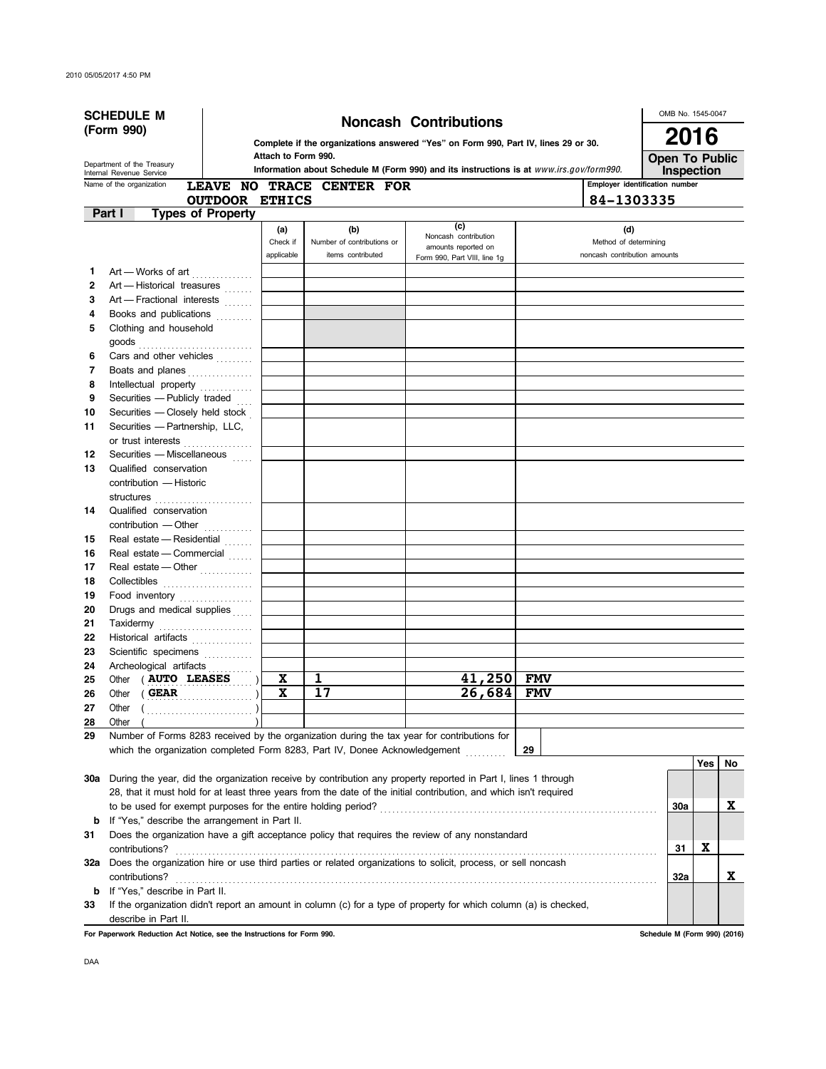2010 05/05/2017 4:50 PM

**SCHEDULE M (Form 990)**

Department of the Treasury
Internal Revenue Service

# Noncash Contributions

**Complete if the organizations answered "Yes" on Form 990, Part IV, lines 29 or 30.**
**Attach to Form 990.**
**Information about Schedule M (Form 990) and its instructions is at** *www.irs.gov/form990.*

OMB No. 1545-0047

**2016**

**Open To Public Inspection**

Name of the organization: **LEAVE NO TRACE CENTER FOR OUTDOOR ETHICS**

Employer identification number: **84-1303335**

## Part I Types of Property

| | | (a) Check if applicable | (b) Number of contributions or items contributed | (c) Noncash contribution amounts reported on Form 990, Part VIII, line 1g | (d) Method of determining noncash contribution amounts |
|---|---|---|---|---|---|
| 1 | Art — Works of art | | | | |
| 2 | Art — Historical treasures | | | | |
| 3 | Art — Fractional interests | | | | |
| 4 | Books and publications | | | | |
| 5 | Clothing and household goods | | | | |
| 6 | Cars and other vehicles | | | | |
| 7 | Boats and planes | | | | |
| 8 | Intellectual property | | | | |
| 9 | Securities — Publicly traded | | | | |
| 10 | Securities — Closely held stock | | | | |
| 11 | Securities — Partnership, LLC, or trust interests | | | | |
| 12 | Securities — Miscellaneous | | | | |
| 13 | Qualified conservation contribution — Historic structures | | | | |
| 14 | Qualified conservation contribution — Other | | | | |
| 15 | Real estate — Residential | | | | |
| 16 | Real estate — Commercial | | | | |
| 17 | Real estate — Other | | | | |
| 18 | Collectibles | | | | |
| 19 | Food inventory | | | | |
| 20 | Drugs and medical supplies | | | | |
| 21 | Taxidermy | | | | |
| 22 | Historical artifacts | | | | |
| 23 | Scientific specimens | | | | |
| 24 | Archeological artifacts | | | | |
| 25 | Other ( AUTO LEASES ) | X | 1 | 41,250 | FMV |
| 26 | Other ( GEAR ) | X | 17 | 26,684 | FMV |
| 27 | Other ( ) | | | | |
| 28 | Other ( ) | | | | |

29 Number of Forms 8283 received by the organization during the tax year for contributions for which the organization completed Form 8283, Part IV, Donee Acknowledgement ........ 29

| | | | Yes | No |
|---|---|---|---|---|
| 30a | During the year, did the organization receive by contribution any property reported in Part I, lines 1 through 28, that it must hold for at least three years from the date of the initial contribution, and which isn't required to be used for exempt purposes for the entire holding period? | 30a | | X |
| b | If "Yes," describe the arrangement in Part II. | | | |
| 31 | Does the organization have a gift acceptance policy that requires the review of any nonstandard contributions? | 31 | X | |
| 32a | Does the organization hire or use third parties or related organizations to solicit, process, or sell noncash contributions? | 32a | | X |
| b | If "Yes," describe in Part II. | | | |
| 33 | If the organization didn't report an amount in column (c) for a type of property for which column (a) is checked, describe in Part II. | | | |

**For Paperwork Reduction Act Notice, see the Instructions for Form 990.**

**Schedule M (Form 990) (2016)**

DAA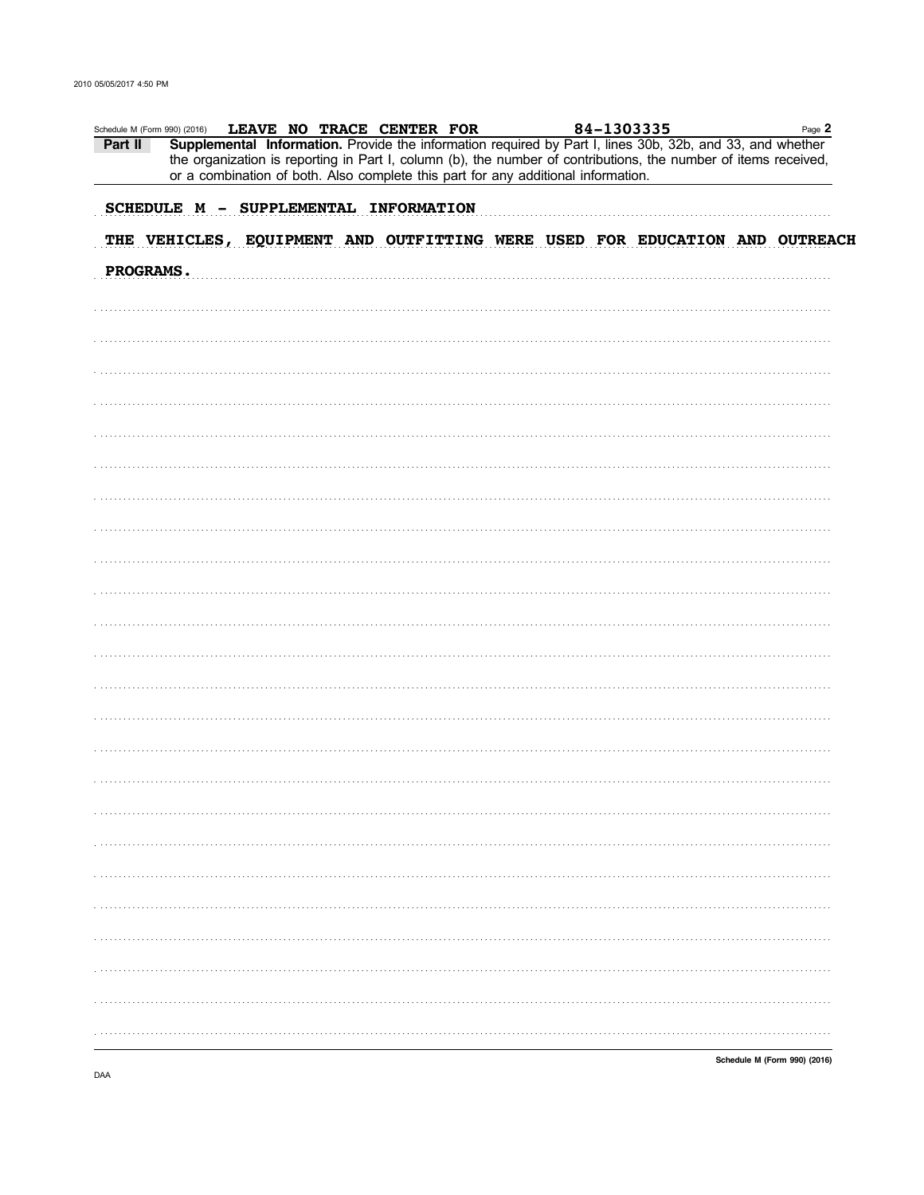Schedule M (Form 990) (2016) LEAVE NO TRACE CENTER FOR 84-1303335 Page 2

**Part II** **Supplemental Information.** Provide the information required by Part I, lines 30b, 32b, and 33, and whether the organization is reporting in Part I, column (b), the number of contributions, the number of items received, or a combination of both. Also complete this part for any additional information.

SCHEDULE M - SUPPLEMENTAL INFORMATION

THE VEHICLES, EQUIPMENT AND OUTFITTING WERE USED FOR EDUCATION AND OUTREACH PROGRAMS.

Schedule M (Form 990) (2016)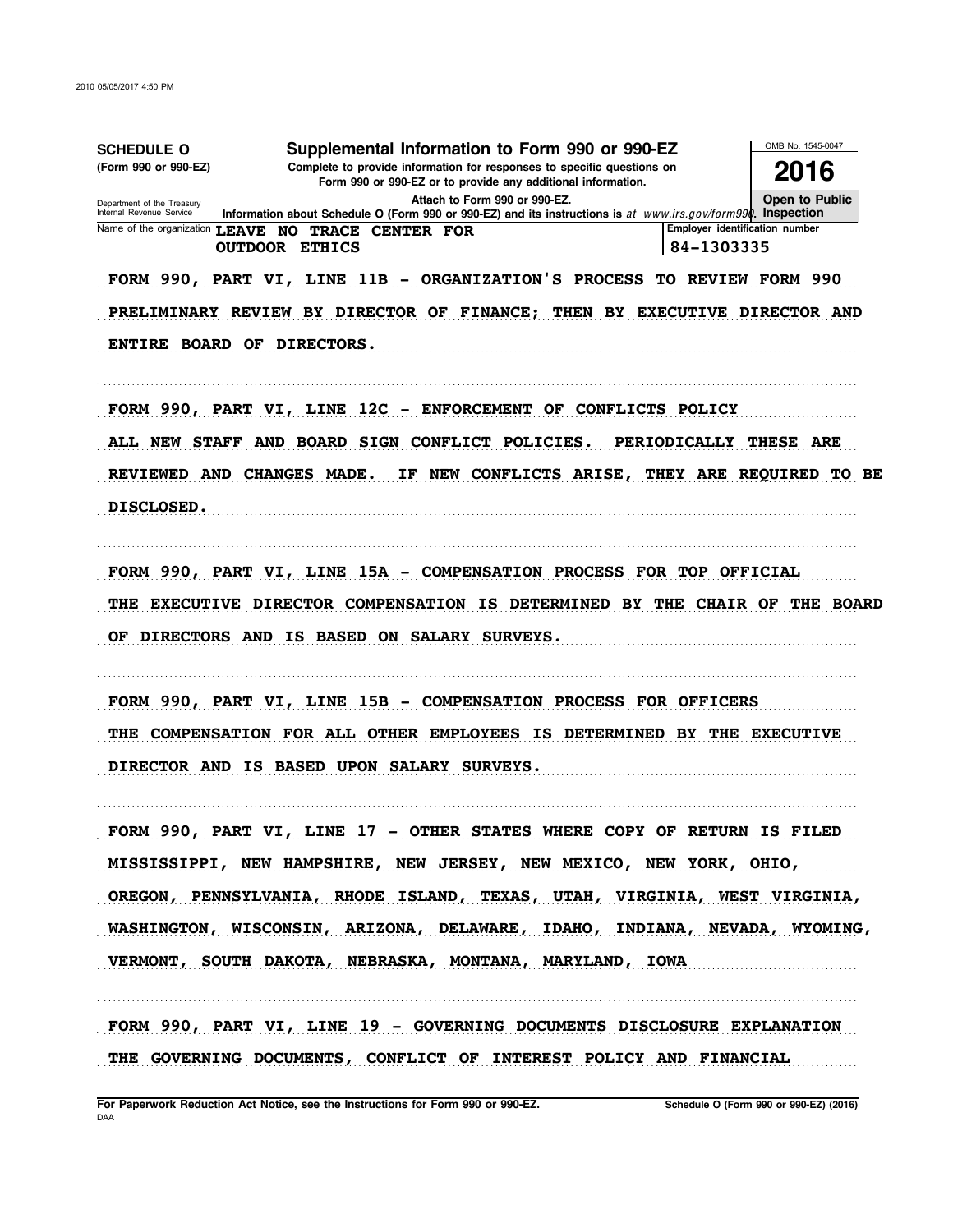**SCHEDULE O**
**(Form 990 or 990-EZ)**

Department of the Treasury
Internal Revenue Service

# Supplemental Information to Form 990 or 990-EZ

**Complete to provide information for responses to specific questions on Form 990 or 990-EZ or to provide any additional information.**

**Attach to Form 990 or 990-EZ.**

**Information about Schedule O (Form 990 or 990-EZ) and its instructions is at** *www.irs.gov/form990.*

OMB No. 1545-0047

**2016**

**Open to Public Inspection**

Name of the organization: LEAVE NO TRACE CENTER FOR OUTDOOR ETHICS

Employer identification number: 84-1303335

FORM 990, PART VI, LINE 11B - ORGANIZATION'S PROCESS TO REVIEW FORM 990

PRELIMINARY REVIEW BY DIRECTOR OF FINANCE; THEN BY EXECUTIVE DIRECTOR AND ENTIRE BOARD OF DIRECTORS.

FORM 990, PART VI, LINE 12C - ENFORCEMENT OF CONFLICTS POLICY

ALL NEW STAFF AND BOARD SIGN CONFLICT POLICIES. PERIODICALLY THESE ARE REVIEWED AND CHANGES MADE. IF NEW CONFLICTS ARISE, THEY ARE REQUIRED TO BE DISCLOSED.

FORM 990, PART VI, LINE 15A - COMPENSATION PROCESS FOR TOP OFFICIAL

THE EXECUTIVE DIRECTOR COMPENSATION IS DETERMINED BY THE CHAIR OF THE BOARD OF DIRECTORS AND IS BASED ON SALARY SURVEYS.

FORM 990, PART VI, LINE 15B - COMPENSATION PROCESS FOR OFFICERS

THE COMPENSATION FOR ALL OTHER EMPLOYEES IS DETERMINED BY THE EXECUTIVE DIRECTOR AND IS BASED UPON SALARY SURVEYS.

FORM 990, PART VI, LINE 17 - OTHER STATES WHERE COPY OF RETURN IS FILED

MISSISSIPPI, NEW HAMPSHIRE, NEW JERSEY, NEW MEXICO, NEW YORK, OHIO, OREGON, PENNSYLVANIA, RHODE ISLAND, TEXAS, UTAH, VIRGINIA, WEST VIRGINIA, WASHINGTON, WISCONSIN, ARIZONA, DELAWARE, IDAHO, INDIANA, NEVADA, WYOMING, VERMONT, SOUTH DAKOTA, NEBRASKA, MONTANA, MARYLAND, IOWA

FORM 990, PART VI, LINE 19 - GOVERNING DOCUMENTS DISCLOSURE EXPLANATION

THE GOVERNING DOCUMENTS, CONFLICT OF INTEREST POLICY AND FINANCIAL

**For Paperwork Reduction Act Notice, see the Instructions for Form 990 or 990-EZ.**
DAA

**Schedule O (Form 990 or 990-EZ) (2016)**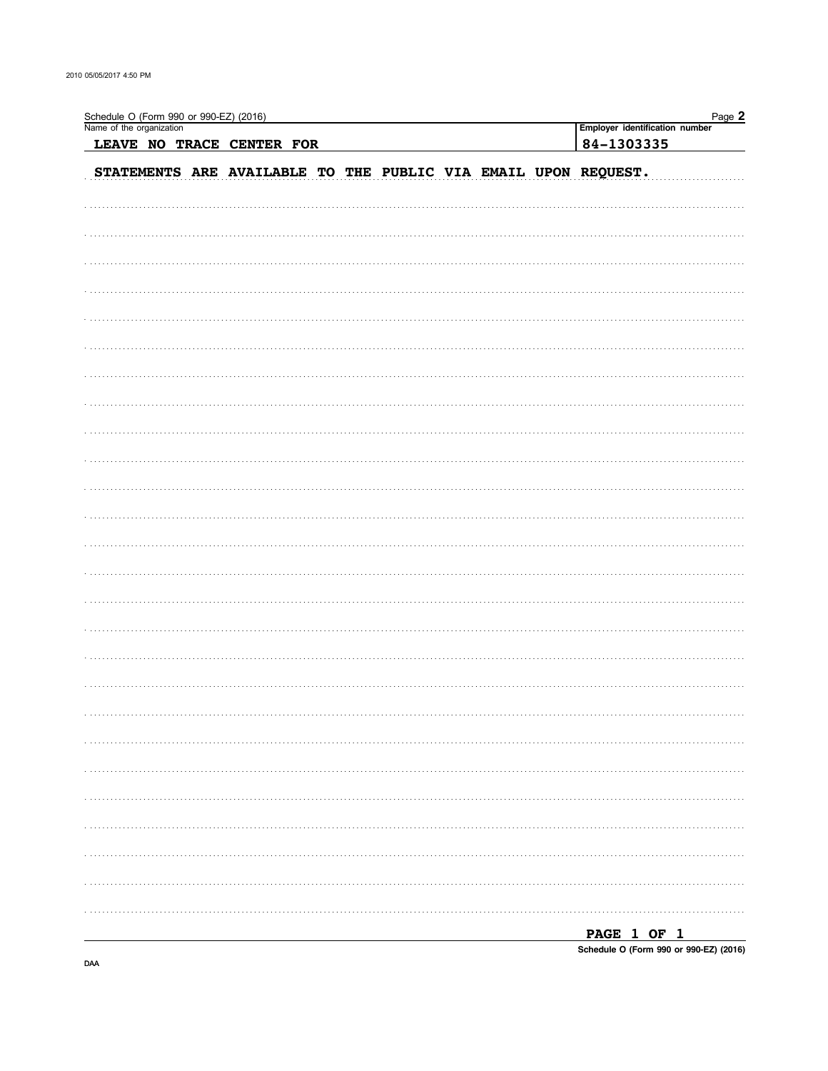Schedule O (Form 990 or 990-EZ) (2016)

| Name of the organization | Employer identification number |
| --- | --- |
| LEAVE NO TRACE CENTER FOR | 84-1303335 |

STATEMENTS ARE AVAILABLE TO THE PUBLIC VIA EMAIL UPON REQUEST.

PAGE 1 OF 1

Schedule O (Form 990 or 990-EZ) (2016)